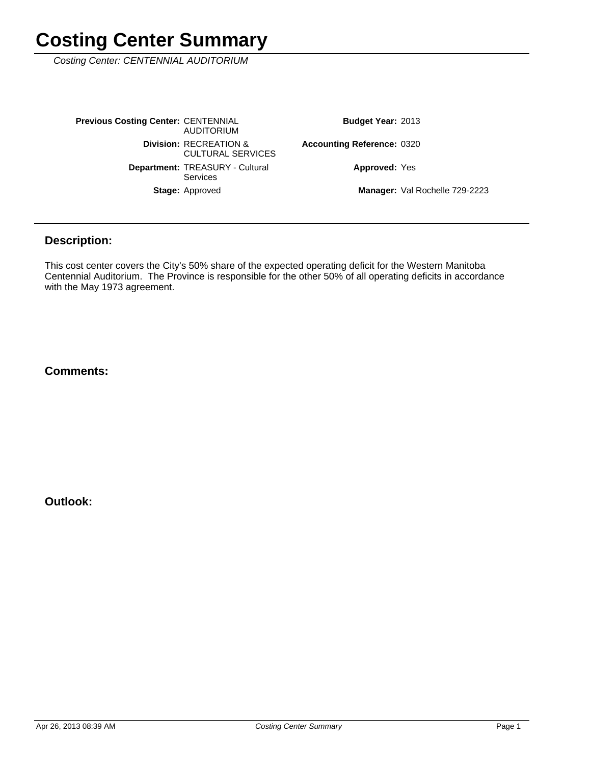# Costing Center Summary

*Costing Center: CENTENNIAL AUDITORIUM*

| | | | |
|---|---|---|---|
| **Previous Costing Center:** | CENTENNIAL AUDITORIUM | **Budget Year:** | 2013 |
| **Division:** | RECREATION & CULTURAL SERVICES | **Accounting Reference:** | 0320 |
| **Department:** | TREASURY - Cultural Services | **Approved:** | Yes |
| **Stage:** | Approved | **Manager:** | Val Rochelle 729-2223 |

## Description:

This cost center covers the City's 50% share of the expected operating deficit for the Western Manitoba Centennial Auditorium. The Province is responsible for the other 50% of all operating deficits in accordance with the May 1973 agreement.

## Comments:

## Outlook: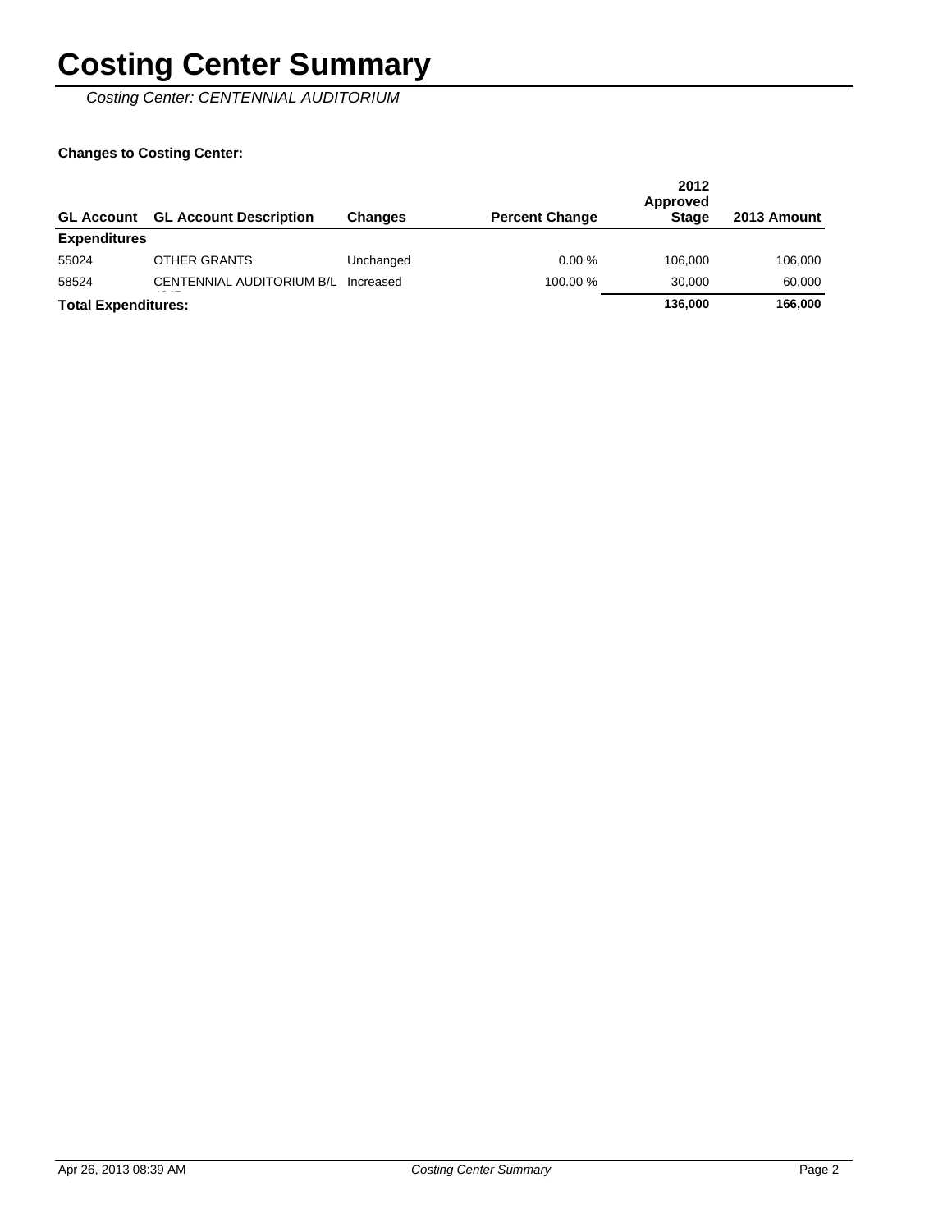# Costing Center Summary

*Costing Center: CENTENNIAL AUDITORIUM*

**Changes to Costing Center:**

| GL Account | GL Account Description | Changes | Percent Change | 2012 Approved Stage | 2013 Amount |
|---|---|---|---|---|---|
| **Expenditures** | | | | | |
| 55024 | OTHER GRANTS | Unchanged | 0.00 % | 106,000 | 106,000 |
| 58524 | CENTENNIAL AUDITORIUM B/L | Increased | 100.00 % | 30,000 | 60,000 |
| **Total Expenditures:** | | | | **136,000** | **166,000** |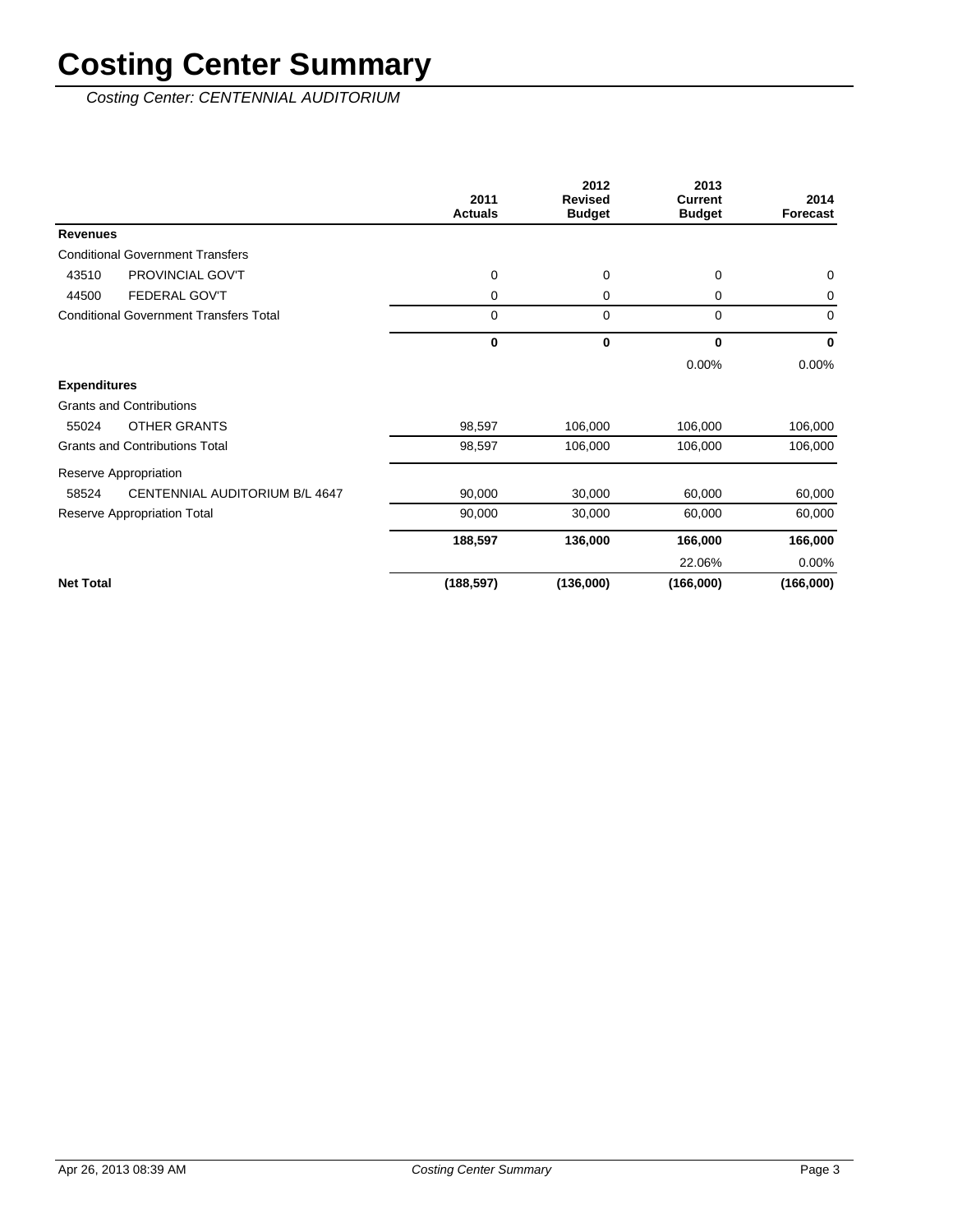# Costing Center Summary

*Costing Center: CENTENNIAL AUDITORIUM*

| | | 2011 Actuals | 2012 Revised Budget | 2013 Current Budget | 2014 Forecast |
|---|---|---|---|---|---|
| **Revenues** | | | | | |
| Conditional Government Transfers | | | | | |
| 43510 | PROVINCIAL GOV'T | 0 | 0 | 0 | 0 |
| 44500 | FEDERAL GOV'T | 0 | 0 | 0 | 0 |
| Conditional Government Transfers Total | | 0 | 0 | 0 | 0 |
| | | **0** | **0** | **0** | **0** |
| | | | | 0.00% | 0.00% |
| **Expenditures** | | | | | |
| Grants and Contributions | | | | | |
| 55024 | OTHER GRANTS | 98,597 | 106,000 | 106,000 | 106,000 |
| Grants and Contributions Total | | 98,597 | 106,000 | 106,000 | 106,000 |
| Reserve Appropriation | | | | | |
| 58524 | CENTENNIAL AUDITORIUM B/L 4647 | 90,000 | 30,000 | 60,000 | 60,000 |
| Reserve Appropriation Total | | 90,000 | 30,000 | 60,000 | 60,000 |
| | | **188,597** | **136,000** | **166,000** | **166,000** |
| | | | | 22.06% | 0.00% |
| **Net Total** | | **(188,597)** | **(136,000)** | **(166,000)** | **(166,000)** |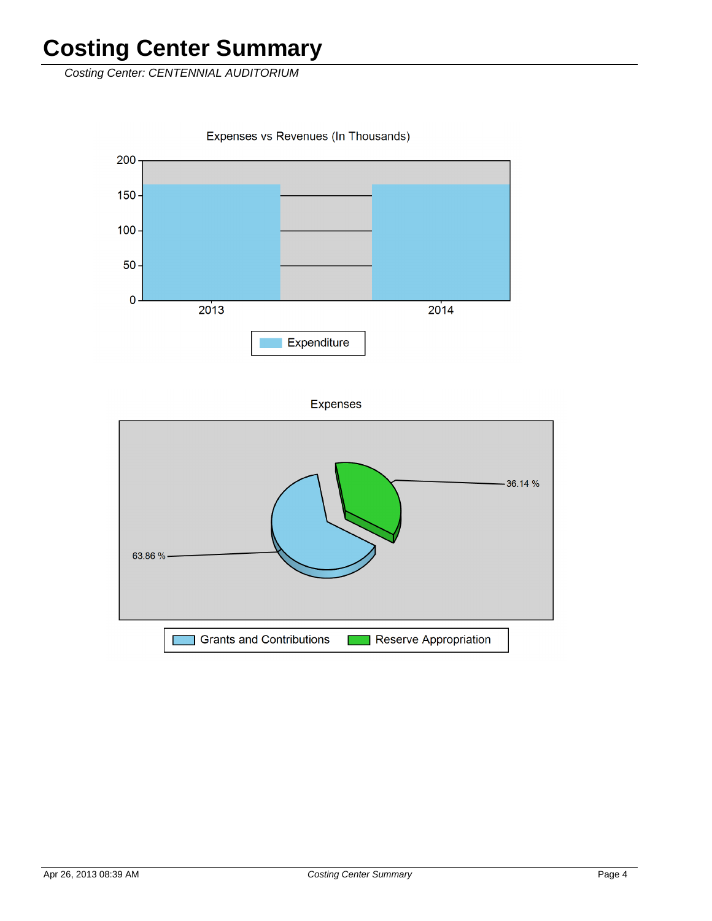# Costing Center Summary

*Costing Center: CENTENNIAL AUDITORIUM*

Expenses vs Revenues (In Thousands)

200
150
100
50
0

2013 2014

Expenditure

Expenses

36.14 %

63.86 %

Grants and Contributions | Reserve Appropriation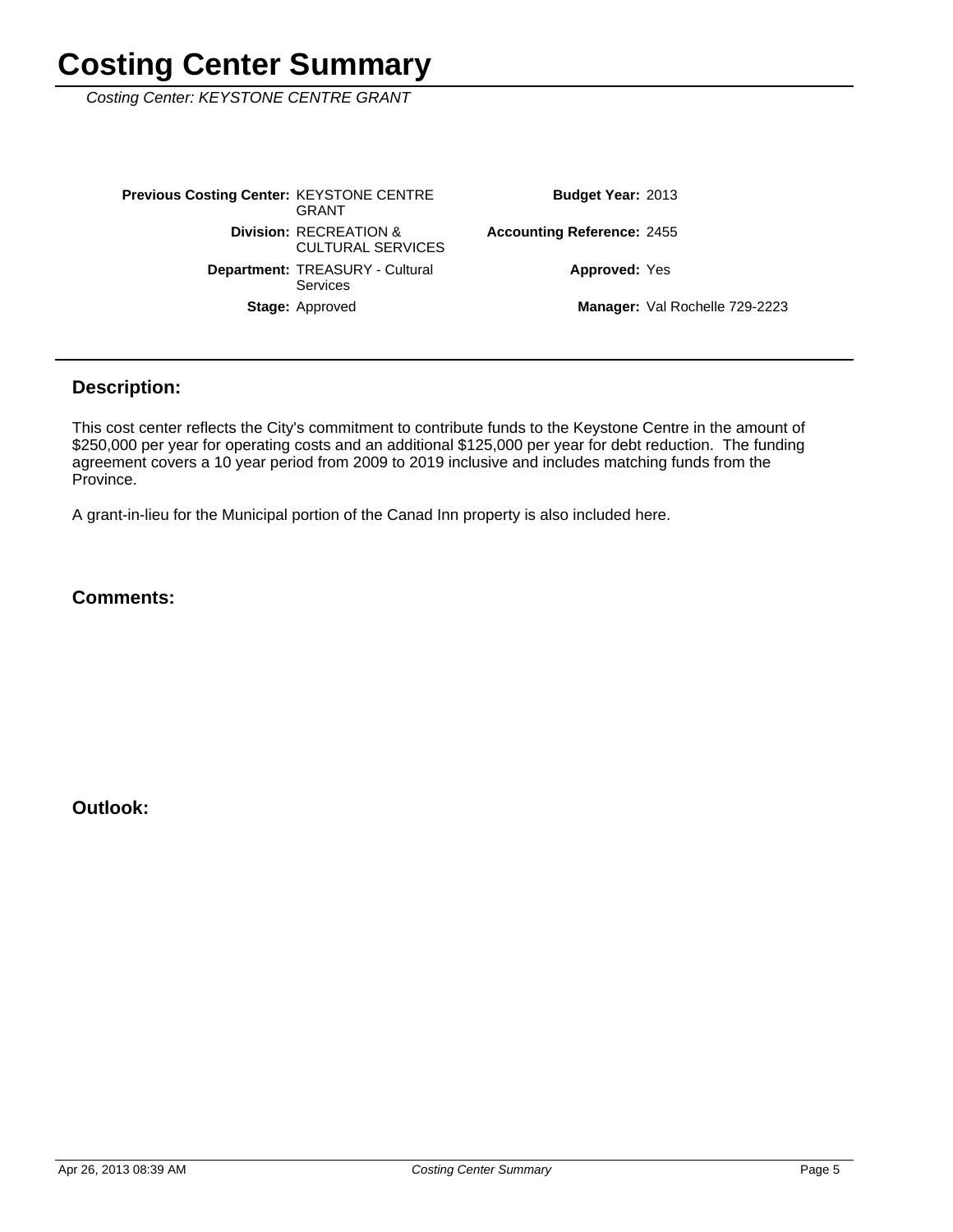# Costing Center Summary

*Costing Center: KEYSTONE CENTRE GRANT*

| | | | |
|---|---|---|---|
| **Previous Costing Center:** | KEYSTONE CENTRE GRANT | **Budget Year:** | 2013 |
| **Division:** | RECREATION & CULTURAL SERVICES | **Accounting Reference:** | 2455 |
| **Department:** | TREASURY - Cultural Services | **Approved:** | Yes |
| **Stage:** | Approved | **Manager:** | Val Rochelle 729-2223 |

## Description:

This cost center reflects the City's commitment to contribute funds to the Keystone Centre in the amount of $250,000 per year for operating costs and an additional $125,000 per year for debt reduction. The funding agreement covers a 10 year period from 2009 to 2019 inclusive and includes matching funds from the Province.

A grant-in-lieu for the Municipal portion of the Canad Inn property is also included here.

## Comments:

## Outlook: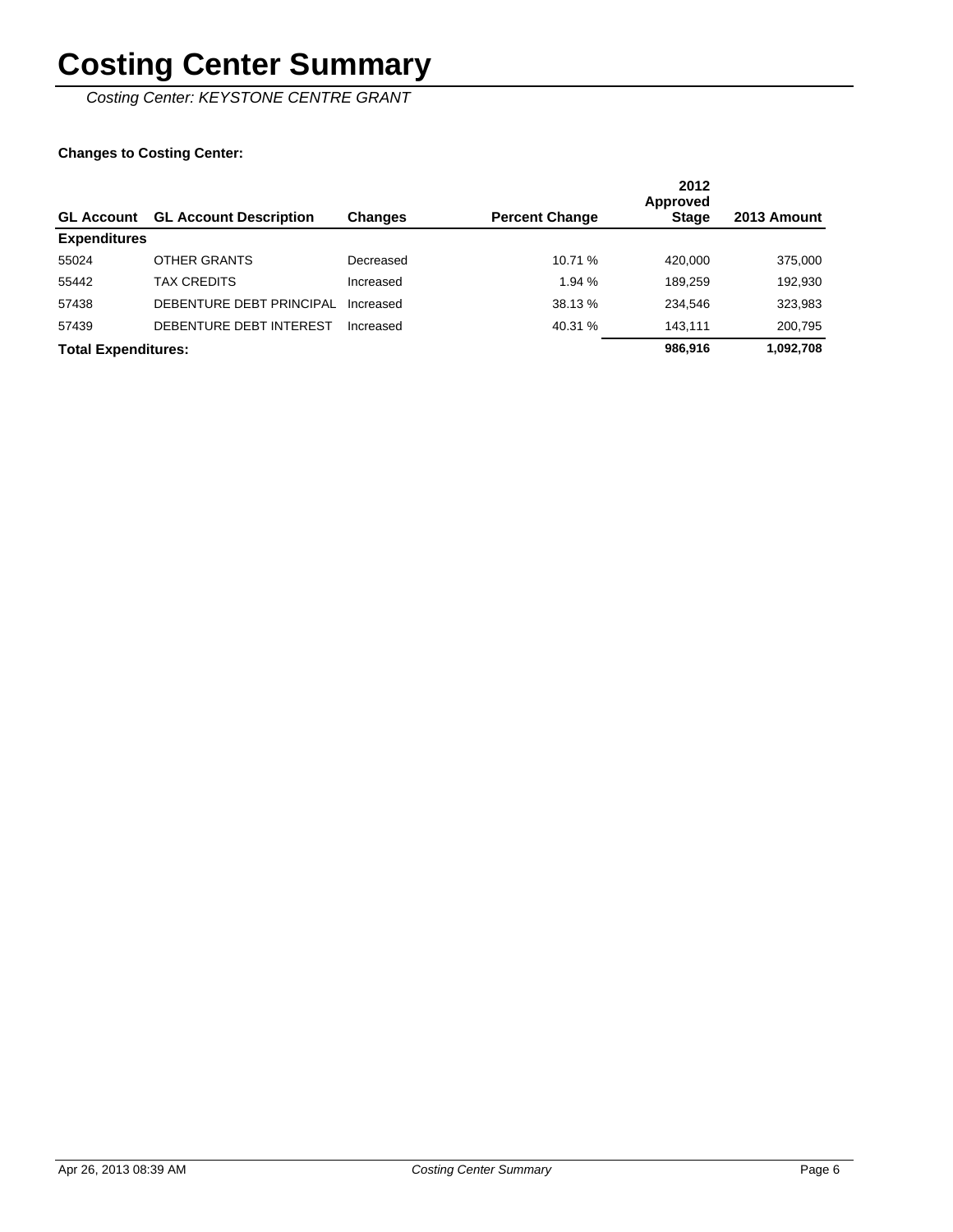# Costing Center Summary

*Costing Center: KEYSTONE CENTRE GRANT*

**Changes to Costing Center:**

| GL Account | GL Account Description | Changes | Percent Change | 2012 Approved Stage | 2013 Amount |
|---|---|---|---|---|---|
| **Expenditures** | | | | | |
| 55024 | OTHER GRANTS | Decreased | 10.71 % | 420,000 | 375,000 |
| 55442 | TAX CREDITS | Increased | 1.94 % | 189,259 | 192,930 |
| 57438 | DEBENTURE DEBT PRINCIPAL | Increased | 38.13 % | 234,546 | 323,983 |
| 57439 | DEBENTURE DEBT INTEREST | Increased | 40.31 % | 143,111 | 200,795 |
| **Total Expenditures:** | | | | **986,916** | **1,092,708** |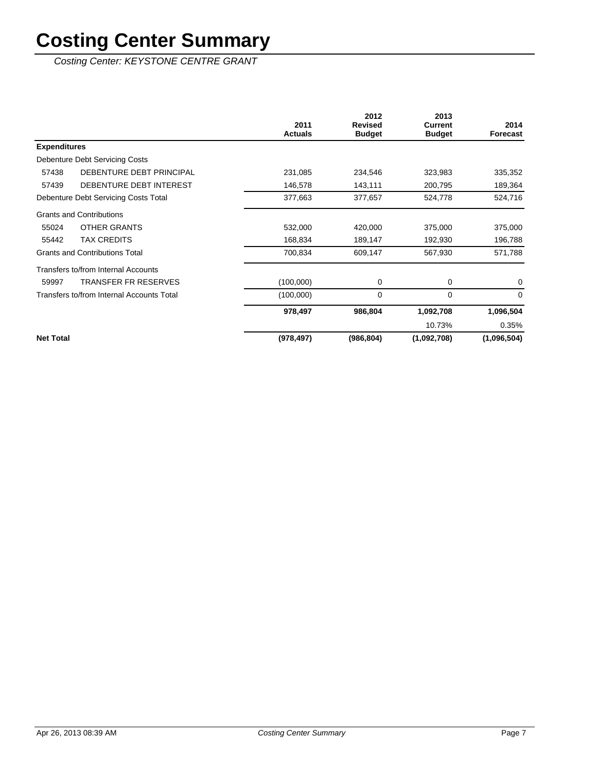# Costing Center Summary

*Costing Center: KEYSTONE CENTRE GRANT*

| | | 2011 Actuals | 2012 Revised Budget | 2013 Current Budget | 2014 Forecast |
|---|---|---|---|---|---|
| **Expenditures** | | | | | |
| Debenture Debt Servicing Costs | | | | | |
| 57438 | DEBENTURE DEBT PRINCIPAL | 231,085 | 234,546 | 323,983 | 335,352 |
| 57439 | DEBENTURE DEBT INTEREST | 146,578 | 143,111 | 200,795 | 189,364 |
| Debenture Debt Servicing Costs Total | | 377,663 | 377,657 | 524,778 | 524,716 |
| Grants and Contributions | | | | | |
| 55024 | OTHER GRANTS | 532,000 | 420,000 | 375,000 | 375,000 |
| 55442 | TAX CREDITS | 168,834 | 189,147 | 192,930 | 196,788 |
| Grants and Contributions Total | | 700,834 | 609,147 | 567,930 | 571,788 |
| Transfers to/from Internal Accounts | | | | | |
| 59997 | TRANSFER FR RESERVES | (100,000) | 0 | 0 | 0 |
| Transfers to/from Internal Accounts Total | | (100,000) | 0 | 0 | 0 |
| | | **978,497** | **986,804** | **1,092,708** | **1,096,504** |
| | | | | 10.73% | 0.35% |
| **Net Total** | | **(978,497)** | **(986,804)** | **(1,092,708)** | **(1,096,504)** |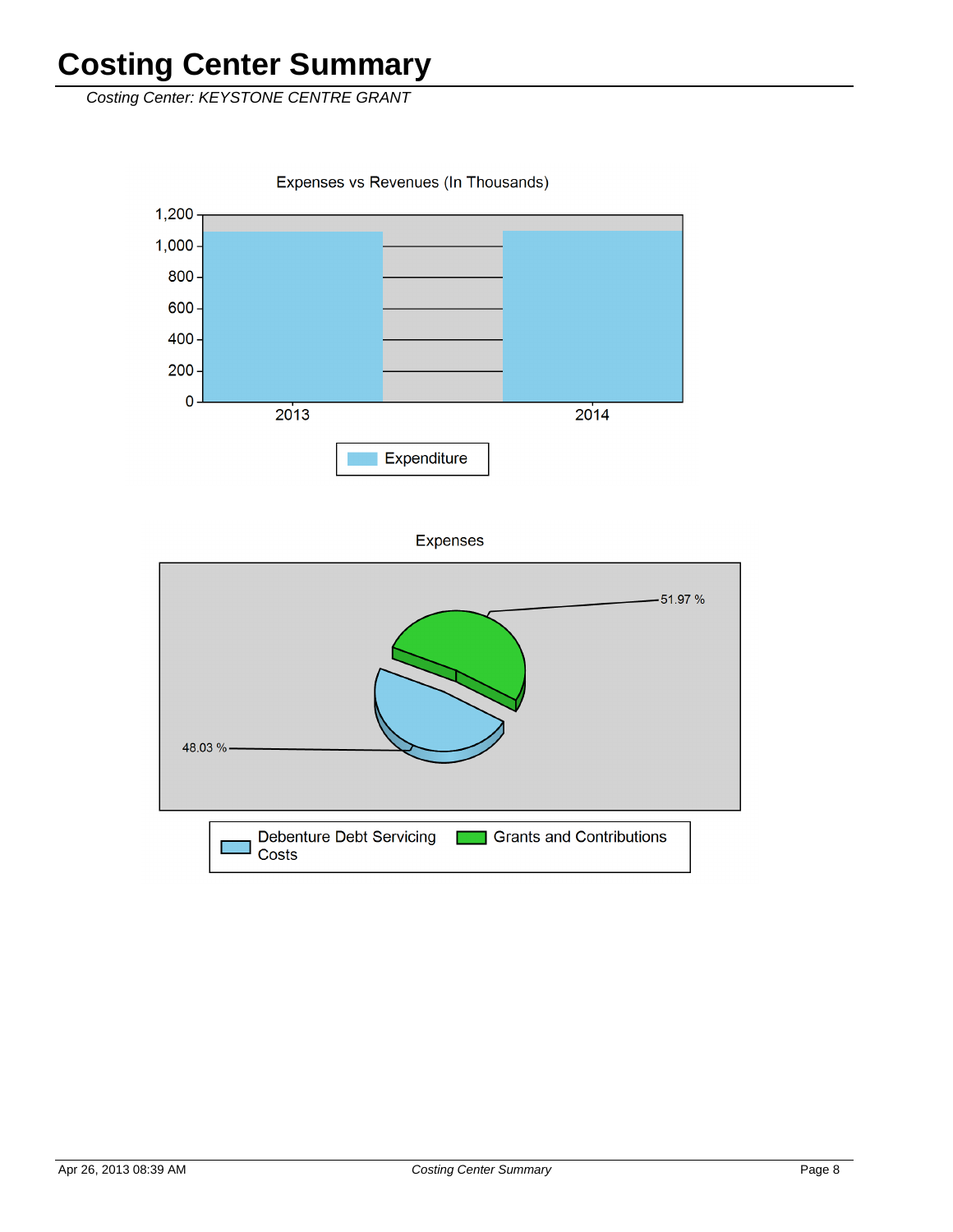# Costing Center Summary

*Costing Center: KEYSTONE CENTRE GRANT*

Expenses vs Revenues (In Thousands)

1,200
1,000
800
600
400
200
0

2013 2014

Expenditure

Expenses

51.97 %

48.03 %

Debenture Debt Servicing Costs

Grants and Contributions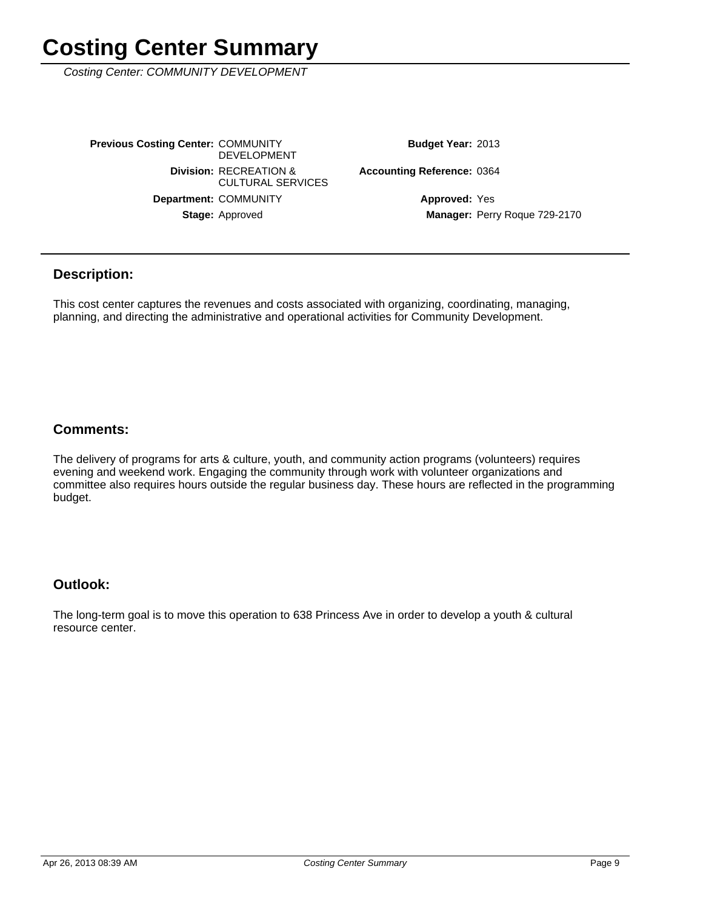# Costing Center Summary

*Costing Center: COMMUNITY DEVELOPMENT*

| | | | |
|---|---|---|---|
| **Previous Costing Center:** | COMMUNITY DEVELOPMENT | **Budget Year:** | 2013 |
| **Division:** | RECREATION & CULTURAL SERVICES | **Accounting Reference:** | 0364 |
| **Department:** | COMMUNITY | **Approved:** | Yes |
| **Stage:** | Approved | **Manager:** | Perry Roque 729-2170 |

## Description:

This cost center captures the revenues and costs associated with organizing, coordinating, managing, planning, and directing the administrative and operational activities for Community Development.

## Comments:

The delivery of programs for arts & culture, youth, and community action programs (volunteers) requires evening and weekend work. Engaging the community through work with volunteer organizations and committee also requires hours outside the regular business day. These hours are reflected in the programming budget.

## Outlook:

The long-term goal is to move this operation to 638 Princess Ave in order to develop a youth & cultural resource center.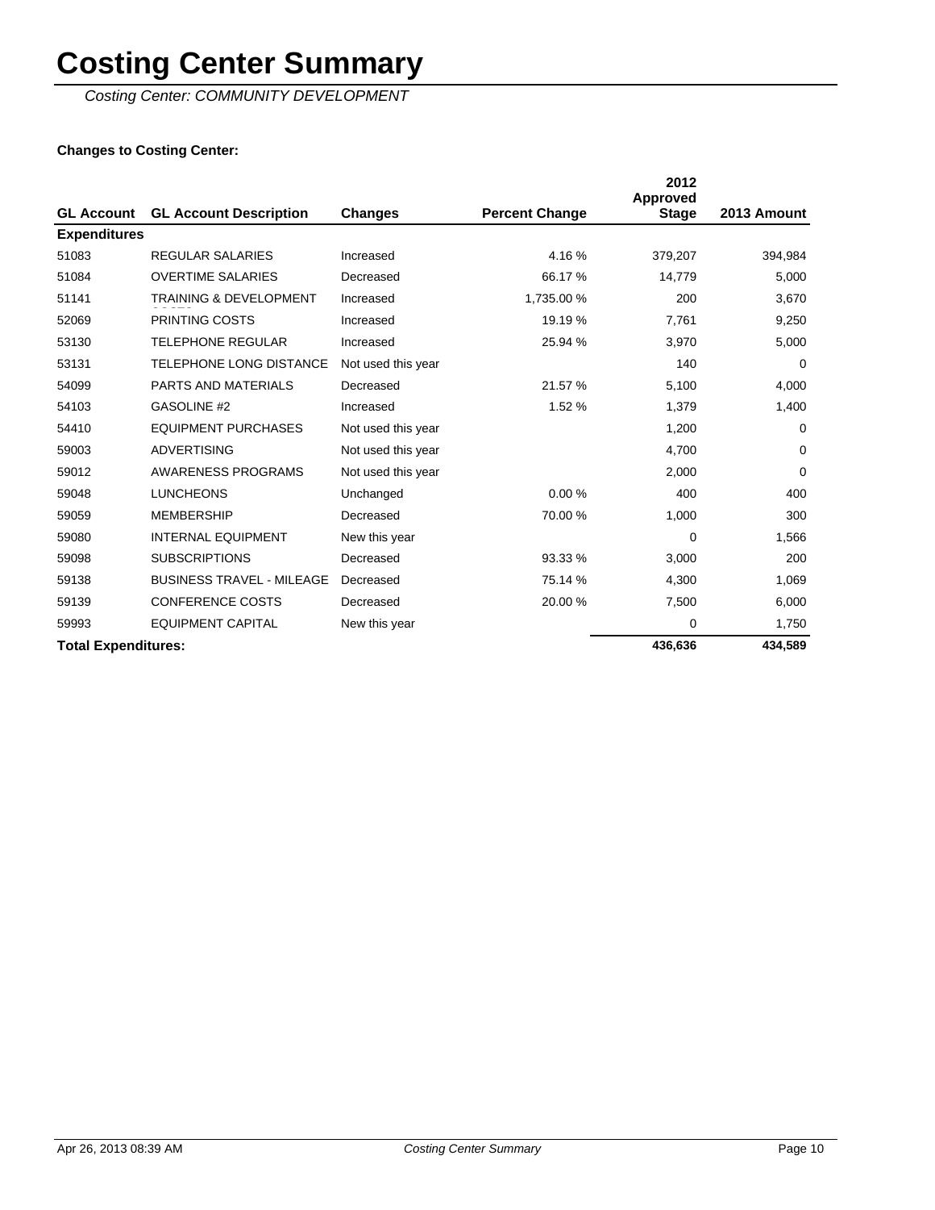# Costing Center Summary

*Costing Center: COMMUNITY DEVELOPMENT*

**Changes to Costing Center:**

| GL Account | GL Account Description | Changes | Percent Change | 2012 Approved Stage | 2013 Amount |
|---|---|---|---|---|---|
| **Expenditures** | | | | | |
| 51083 | REGULAR SALARIES | Increased | 4.16 % | 379,207 | 394,984 |
| 51084 | OVERTIME SALARIES | Decreased | 66.17 % | 14,779 | 5,000 |
| 51141 | TRAINING & DEVELOPMENT COSTS | Increased | 1,735.00 % | 200 | 3,670 |
| 52069 | PRINTING COSTS | Increased | 19.19 % | 7,761 | 9,250 |
| 53130 | TELEPHONE REGULAR | Increased | 25.94 % | 3,970 | 5,000 |
| 53131 | TELEPHONE LONG DISTANCE | Not used this year | | 140 | 0 |
| 54099 | PARTS AND MATERIALS | Decreased | 21.57 % | 5,100 | 4,000 |
| 54103 | GASOLINE #2 | Increased | 1.52 % | 1,379 | 1,400 |
| 54410 | EQUIPMENT PURCHASES | Not used this year | | 1,200 | 0 |
| 59003 | ADVERTISING | Not used this year | | 4,700 | 0 |
| 59012 | AWARENESS PROGRAMS | Not used this year | | 2,000 | 0 |
| 59048 | LUNCHEONS | Unchanged | 0.00 % | 400 | 400 |
| 59059 | MEMBERSHIP | Decreased | 70.00 % | 1,000 | 300 |
| 59080 | INTERNAL EQUIPMENT | New this year | | 0 | 1,566 |
| 59098 | SUBSCRIPTIONS | Decreased | 93.33 % | 3,000 | 200 |
| 59138 | BUSINESS TRAVEL - MILEAGE | Decreased | 75.14 % | 4,300 | 1,069 |
| 59139 | CONFERENCE COSTS | Decreased | 20.00 % | 7,500 | 6,000 |
| 59993 | EQUIPMENT CAPITAL | New this year | | 0 | 1,750 |
| **Total Expenditures:** | | | | **436,636** | **434,589** |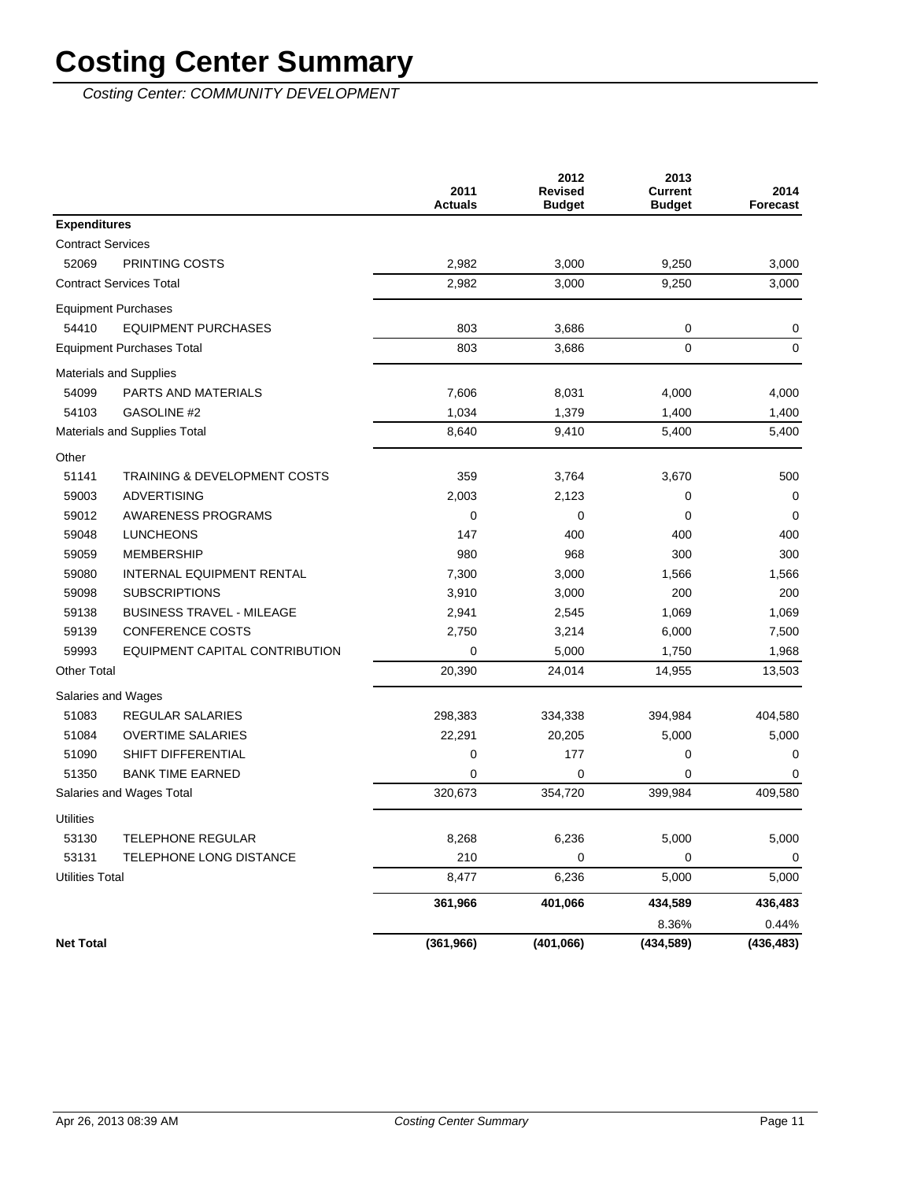# Costing Center Summary

*Costing Center: COMMUNITY DEVELOPMENT*

| | | 2011 Actuals | 2012 Revised Budget | 2013 Current Budget | 2014 Forecast |
|---|---|---|---|---|---|
| **Expenditures** | | | | | |
| Contract Services | | | | | |
| 52069 | PRINTING COSTS | 2,982 | 3,000 | 9,250 | 3,000 |
| Contract Services Total | | 2,982 | 3,000 | 9,250 | 3,000 |
| Equipment Purchases | | | | | |
| 54410 | EQUIPMENT PURCHASES | 803 | 3,686 | 0 | 0 |
| Equipment Purchases Total | | 803 | 3,686 | 0 | 0 |
| Materials and Supplies | | | | | |
| 54099 | PARTS AND MATERIALS | 7,606 | 8,031 | 4,000 | 4,000 |
| 54103 | GASOLINE #2 | 1,034 | 1,379 | 1,400 | 1,400 |
| Materials and Supplies Total | | 8,640 | 9,410 | 5,400 | 5,400 |
| Other | | | | | |
| 51141 | TRAINING & DEVELOPMENT COSTS | 359 | 3,764 | 3,670 | 500 |
| 59003 | ADVERTISING | 2,003 | 2,123 | 0 | 0 |
| 59012 | AWARENESS PROGRAMS | 0 | 0 | 0 | 0 |
| 59048 | LUNCHEONS | 147 | 400 | 400 | 400 |
| 59059 | MEMBERSHIP | 980 | 968 | 300 | 300 |
| 59080 | INTERNAL EQUIPMENT RENTAL | 7,300 | 3,000 | 1,566 | 1,566 |
| 59098 | SUBSCRIPTIONS | 3,910 | 3,000 | 200 | 200 |
| 59138 | BUSINESS TRAVEL - MILEAGE | 2,941 | 2,545 | 1,069 | 1,069 |
| 59139 | CONFERENCE COSTS | 2,750 | 3,214 | 6,000 | 7,500 |
| 59993 | EQUIPMENT CAPITAL CONTRIBUTION | 0 | 5,000 | 1,750 | 1,968 |
| Other Total | | 20,390 | 24,014 | 14,955 | 13,503 |
| Salaries and Wages | | | | | |
| 51083 | REGULAR SALARIES | 298,383 | 334,338 | 394,984 | 404,580 |
| 51084 | OVERTIME SALARIES | 22,291 | 20,205 | 5,000 | 5,000 |
| 51090 | SHIFT DIFFERENTIAL | 0 | 177 | 0 | 0 |
| 51350 | BANK TIME EARNED | 0 | 0 | 0 | 0 |
| Salaries and Wages Total | | 320,673 | 354,720 | 399,984 | 409,580 |
| Utilities | | | | | |
| 53130 | TELEPHONE REGULAR | 8,268 | 6,236 | 5,000 | 5,000 |
| 53131 | TELEPHONE LONG DISTANCE | 210 | 0 | 0 | 0 |
| Utilities Total | | 8,477 | 6,236 | 5,000 | 5,000 |
| | | **361,966** | **401,066** | **434,589** | **436,483** |
| | | | | 8.36% | 0.44% |
| **Net Total** | | **(361,966)** | **(401,066)** | **(434,589)** | **(436,483)** |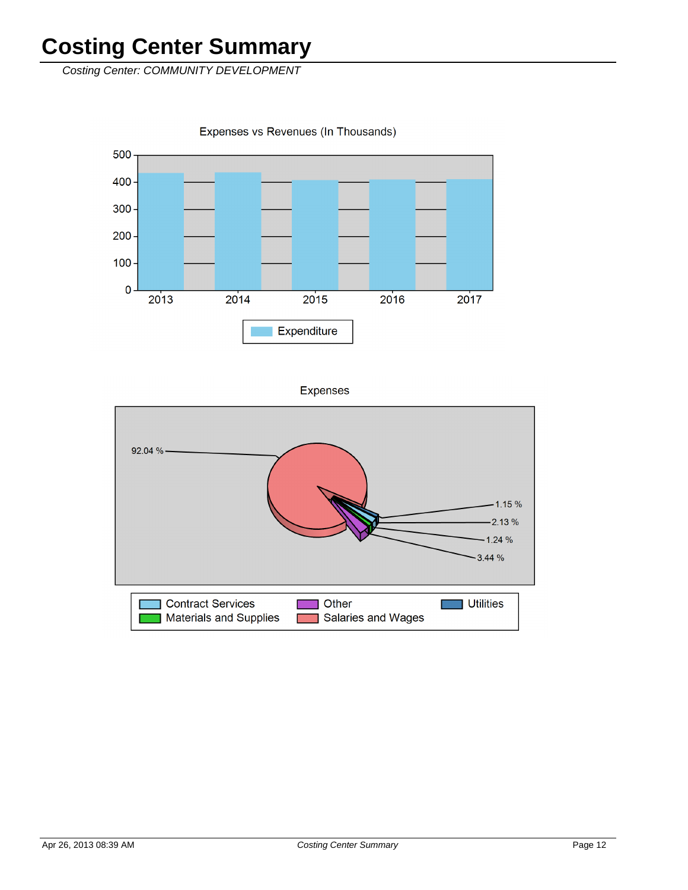# Costing Center Summary

*Costing Center: COMMUNITY DEVELOPMENT*

Expenses vs Revenues (In Thousands)

500
400
300
200
100
0

2013 2014 2015 2016 2017

Expenditure

Expenses

92.04 %

1.15 %

2.13 %

1.24 %

3.44 %

Contract Services
Materials and Supplies
Other
Salaries and Wages
Utilities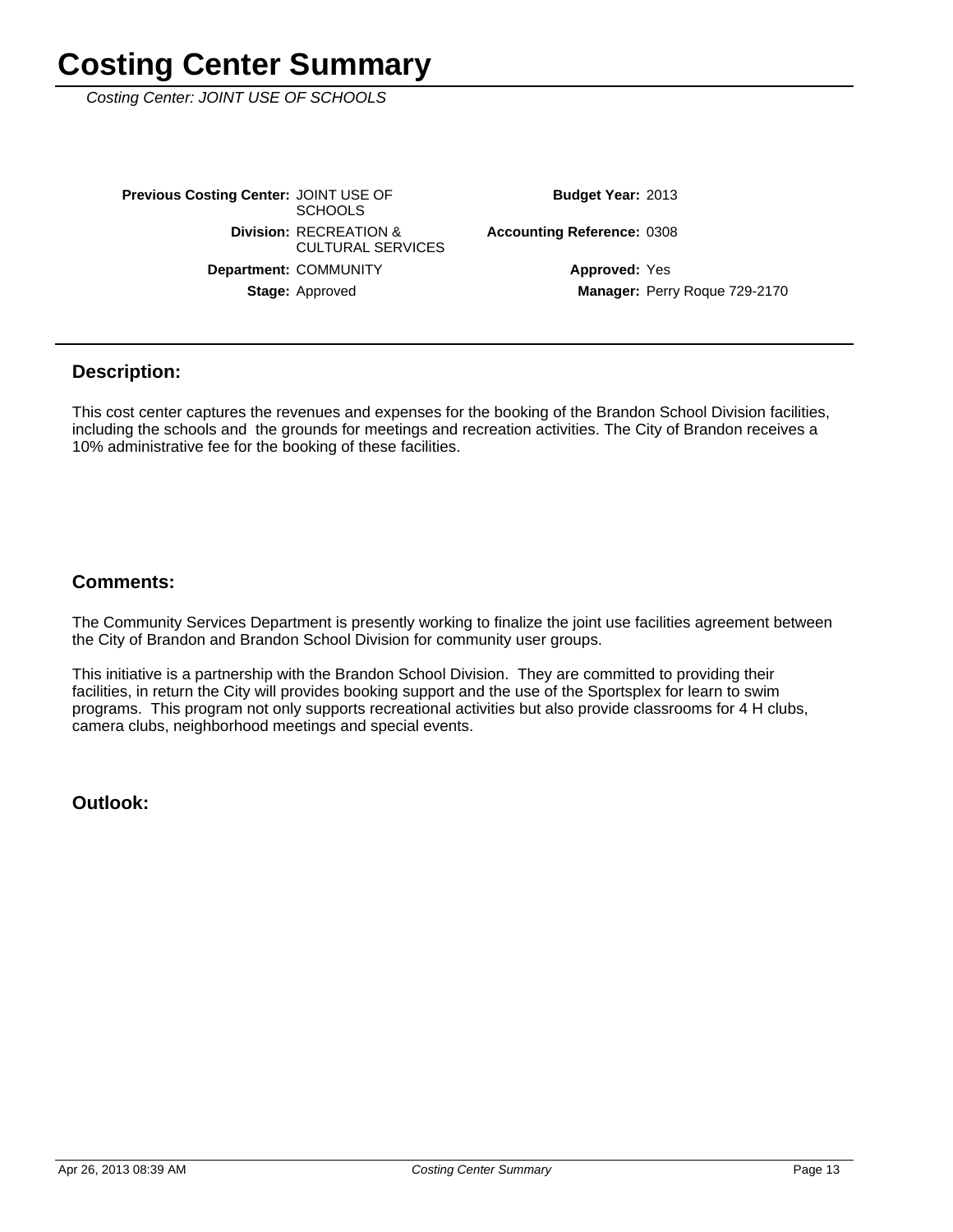# Costing Center Summary

*Costing Center: JOINT USE OF SCHOOLS*

| | | | |
|---|---|---|---|
| **Previous Costing Center:** | JOINT USE OF SCHOOLS | **Budget Year:** | 2013 |
| **Division:** | RECREATION & CULTURAL SERVICES | **Accounting Reference:** | 0308 |
| **Department:** | COMMUNITY | **Approved:** | Yes |
| **Stage:** | Approved | **Manager:** | Perry Roque 729-2170 |

## Description:

This cost center captures the revenues and expenses for the booking of the Brandon School Division facilities, including the schools and the grounds for meetings and recreation activities. The City of Brandon receives a 10% administrative fee for the booking of these facilities.

## Comments:

The Community Services Department is presently working to finalize the joint use facilities agreement between the City of Brandon and Brandon School Division for community user groups.

This initiative is a partnership with the Brandon School Division. They are committed to providing their facilities, in return the City will provides booking support and the use of the Sportsplex for learn to swim programs. This program not only supports recreational activities but also provide classrooms for 4 H clubs, camera clubs, neighborhood meetings and special events.

## Outlook: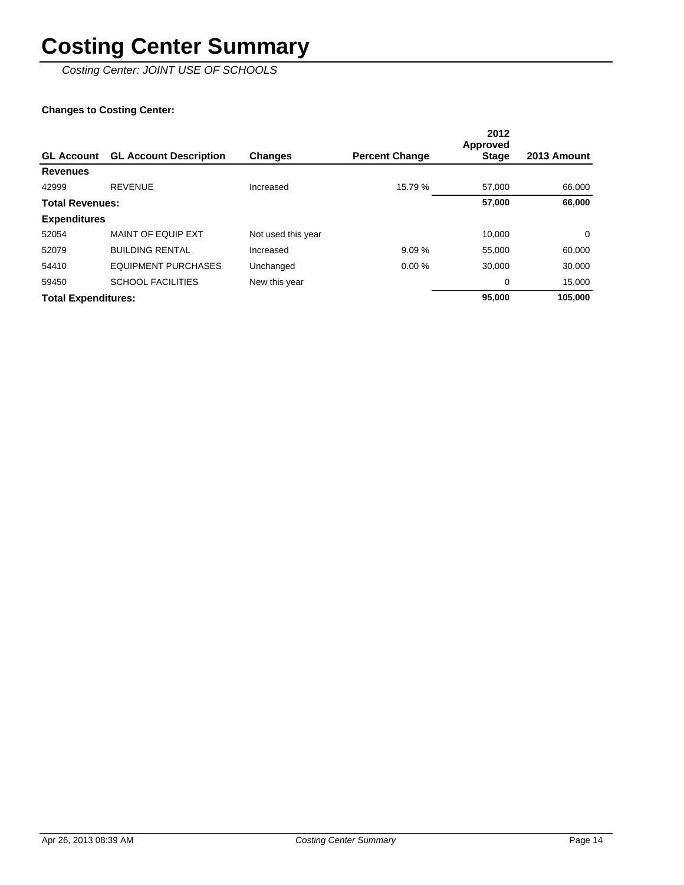# Costing Center Summary

*Costing Center: JOINT USE OF SCHOOLS*

**Changes to Costing Center:**

| GL Account | GL Account Description | Changes | Percent Change | 2012 Approved Stage | 2013 Amount |
|---|---|---|---|---|---|
| **Revenues** | | | | | |
| 42999 | REVENUE | Increased | 15.79 % | 57,000 | 66,000 |
| **Total Revenues:** | | | | **57,000** | **66,000** |
| **Expenditures** | | | | | |
| 52054 | MAINT OF EQUIP EXT | Not used this year | | 10,000 | 0 |
| 52079 | BUILDING RENTAL | Increased | 9.09 % | 55,000 | 60,000 |
| 54410 | EQUIPMENT PURCHASES | Unchanged | 0.00 % | 30,000 | 30,000 |
| 59450 | SCHOOL FACILITIES | New this year | | 0 | 15,000 |
| **Total Expenditures:** | | | | **95,000** | **105,000** |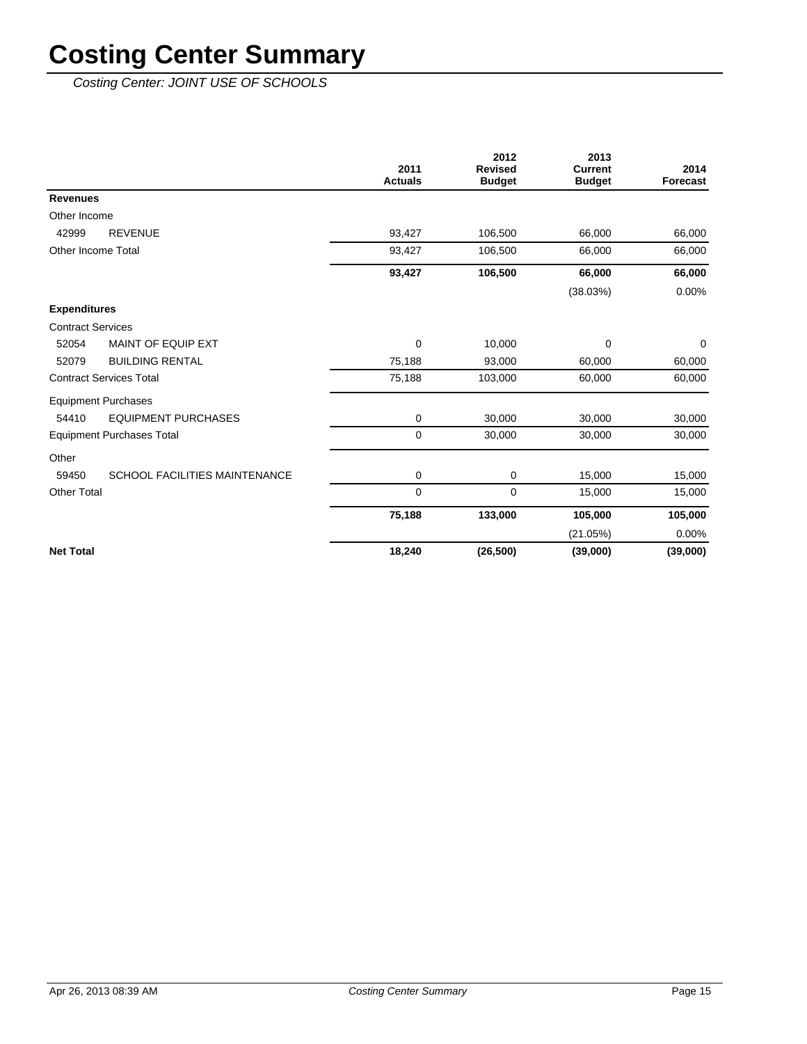# Costing Center Summary

*Costing Center: JOINT USE OF SCHOOLS*

| | | 2011 Actuals | 2012 Revised Budget | 2013 Current Budget | 2014 Forecast |
|---|---|---|---|---|---|
| **Revenues** | | | | | |
| Other Income | | | | | |
| 42999 | REVENUE | 93,427 | 106,500 | 66,000 | 66,000 |
| Other Income Total | | 93,427 | 106,500 | 66,000 | 66,000 |
| | | **93,427** | **106,500** | **66,000** | **66,000** |
| | | | | (38.03%) | 0.00% |
| **Expenditures** | | | | | |
| Contract Services | | | | | |
| 52054 | MAINT OF EQUIP EXT | 0 | 10,000 | 0 | 0 |
| 52079 | BUILDING RENTAL | 75,188 | 93,000 | 60,000 | 60,000 |
| Contract Services Total | | 75,188 | 103,000 | 60,000 | 60,000 |
| Equipment Purchases | | | | | |
| 54410 | EQUIPMENT PURCHASES | 0 | 30,000 | 30,000 | 30,000 |
| Equipment Purchases Total | | 0 | 30,000 | 30,000 | 30,000 |
| Other | | | | | |
| 59450 | SCHOOL FACILITIES MAINTENANCE | 0 | 0 | 15,000 | 15,000 |
| Other Total | | 0 | 0 | 15,000 | 15,000 |
| | | **75,188** | **133,000** | **105,000** | **105,000** |
| | | | | (21.05%) | 0.00% |
| **Net Total** | | **18,240** | **(26,500)** | **(39,000)** | **(39,000)** |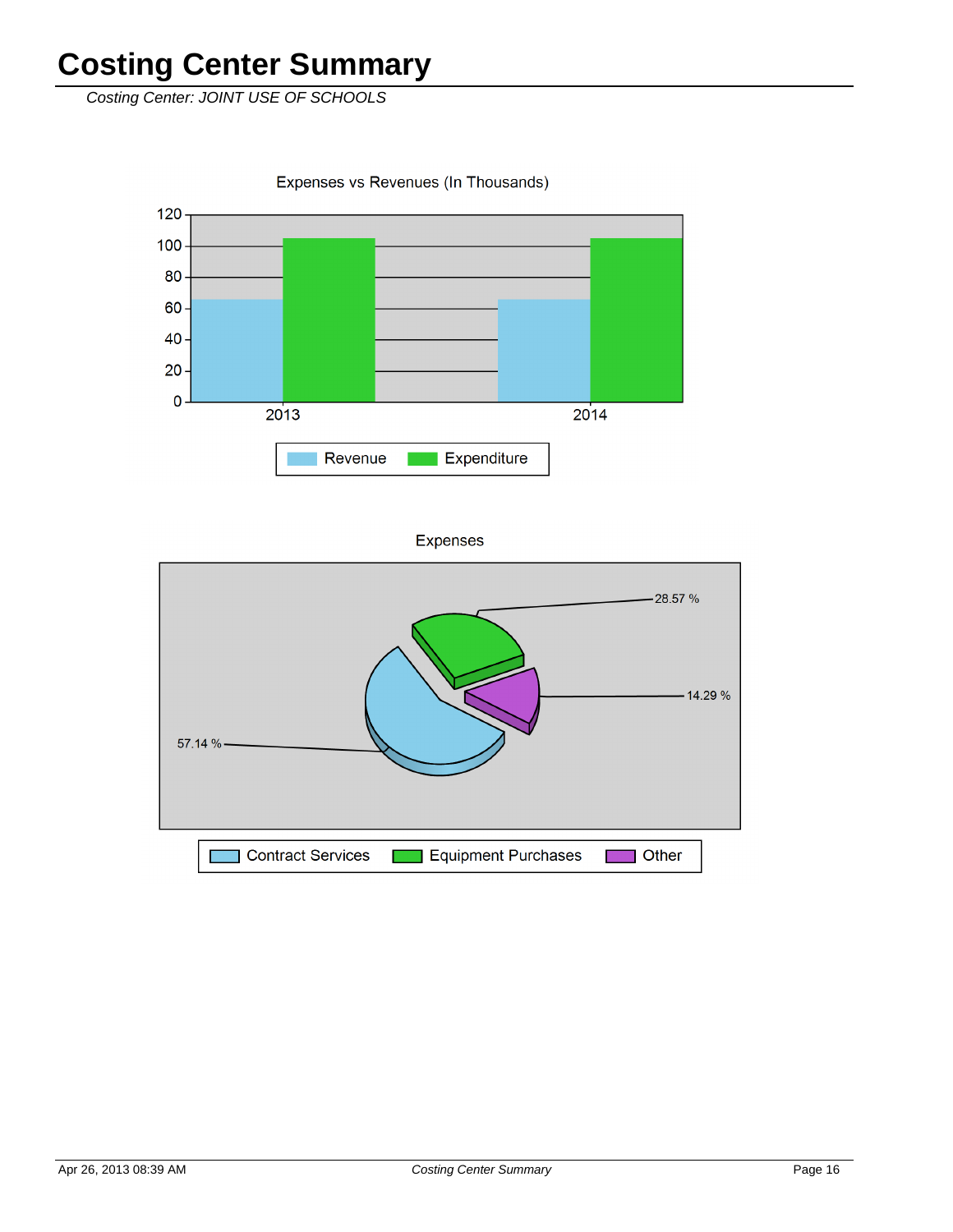# Costing Center Summary

*Costing Center: JOINT USE OF SCHOOLS*

Expenses vs Revenues (In Thousands)

120
100
80
60
40
20
0

2013 2014

Revenue Expenditure

Expenses

28.57 %

14.29 %

57.14 %

Contract Services Equipment Purchases Other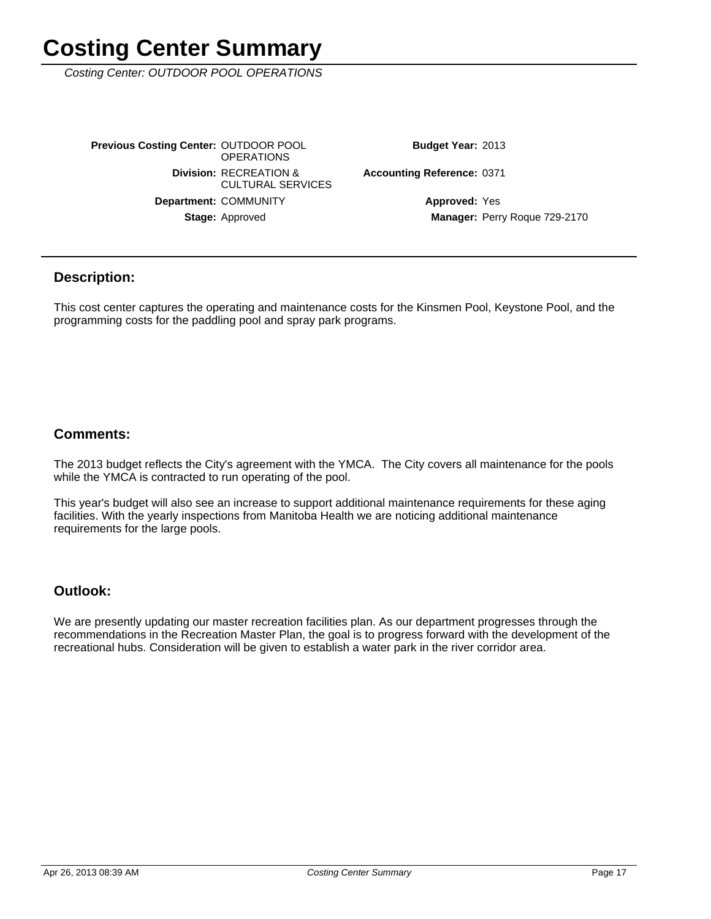# Costing Center Summary

*Costing Center: OUTDOOR POOL OPERATIONS*

| | | | |
|---|---|---|---|
| **Previous Costing Center:** | OUTDOOR POOL OPERATIONS | **Budget Year:** | 2013 |
| **Division:** | RECREATION & CULTURAL SERVICES | **Accounting Reference:** | 0371 |
| **Department:** | COMMUNITY | **Approved:** | Yes |
| **Stage:** | Approved | **Manager:** | Perry Roque 729-2170 |

## Description:

This cost center captures the operating and maintenance costs for the Kinsmen Pool, Keystone Pool, and the programming costs for the paddling pool and spray park programs.

## Comments:

The 2013 budget reflects the City's agreement with the YMCA. The City covers all maintenance for the pools while the YMCA is contracted to run operating of the pool.

This year's budget will also see an increase to support additional maintenance requirements for these aging facilities. With the yearly inspections from Manitoba Health we are noticing additional maintenance requirements for the large pools.

## Outlook:

We are presently updating our master recreation facilities plan. As our department progresses through the recommendations in the Recreation Master Plan, the goal is to progress forward with the development of the recreational hubs. Consideration will be given to establish a water park in the river corridor area.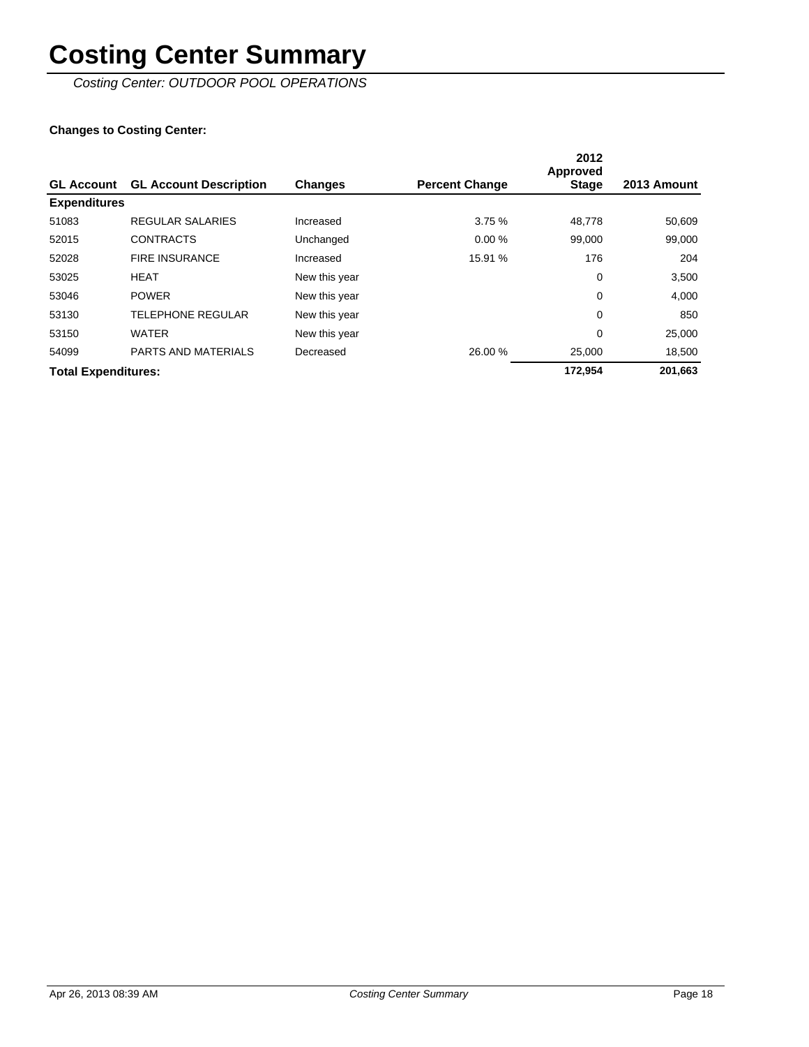# Costing Center Summary

*Costing Center: OUTDOOR POOL OPERATIONS*

**Changes to Costing Center:**

| GL Account | GL Account Description | Changes | Percent Change | 2012 Approved Stage | 2013 Amount |
|---|---|---|---|---|---|
| **Expenditures** | | | | | |
| 51083 | REGULAR SALARIES | Increased | 3.75 % | 48,778 | 50,609 |
| 52015 | CONTRACTS | Unchanged | 0.00 % | 99,000 | 99,000 |
| 52028 | FIRE INSURANCE | Increased | 15.91 % | 176 | 204 |
| 53025 | HEAT | New this year | | 0 | 3,500 |
| 53046 | POWER | New this year | | 0 | 4,000 |
| 53130 | TELEPHONE REGULAR | New this year | | 0 | 850 |
| 53150 | WATER | New this year | | 0 | 25,000 |
| 54099 | PARTS AND MATERIALS | Decreased | 26.00 % | 25,000 | 18,500 |
| **Total Expenditures:** | | | | **172,954** | **201,663** |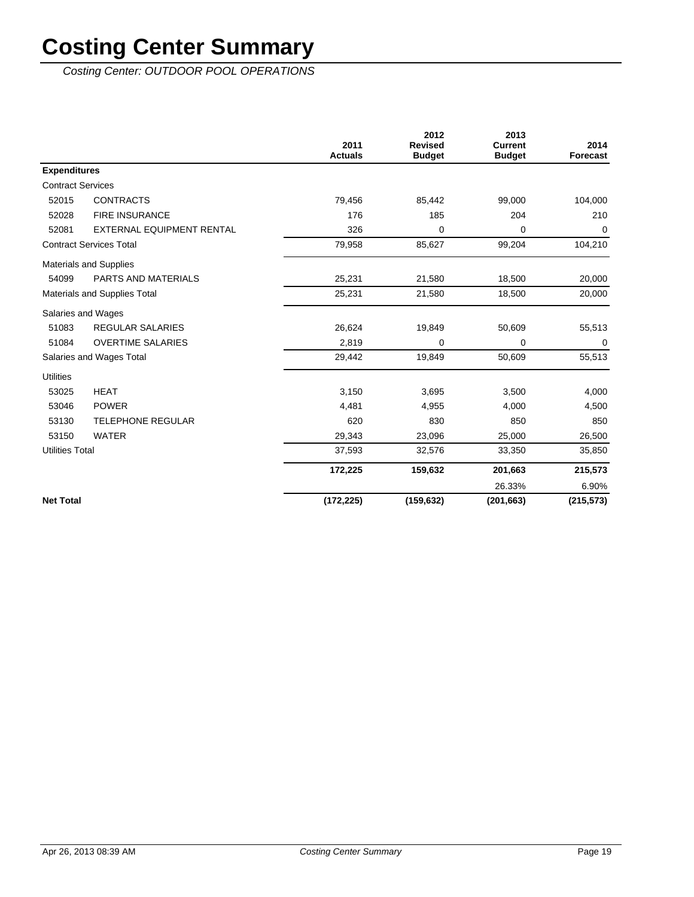# Costing Center Summary

*Costing Center: OUTDOOR POOL OPERATIONS*

| | | 2011 Actuals | 2012 Revised Budget | 2013 Current Budget | 2014 Forecast |
|---|---|---|---|---|---|
| **Expenditures** | | | | | |
| Contract Services | | | | | |
| 52015 | CONTRACTS | 79,456 | 85,442 | 99,000 | 104,000 |
| 52028 | FIRE INSURANCE | 176 | 185 | 204 | 210 |
| 52081 | EXTERNAL EQUIPMENT RENTAL | 326 | 0 | 0 | 0 |
| Contract Services Total | | 79,958 | 85,627 | 99,204 | 104,210 |
| Materials and Supplies | | | | | |
| 54099 | PARTS AND MATERIALS | 25,231 | 21,580 | 18,500 | 20,000 |
| Materials and Supplies Total | | 25,231 | 21,580 | 18,500 | 20,000 |
| Salaries and Wages | | | | | |
| 51083 | REGULAR SALARIES | 26,624 | 19,849 | 50,609 | 55,513 |
| 51084 | OVERTIME SALARIES | 2,819 | 0 | 0 | 0 |
| Salaries and Wages Total | | 29,442 | 19,849 | 50,609 | 55,513 |
| Utilities | | | | | |
| 53025 | HEAT | 3,150 | 3,695 | 3,500 | 4,000 |
| 53046 | POWER | 4,481 | 4,955 | 4,000 | 4,500 |
| 53130 | TELEPHONE REGULAR | 620 | 830 | 850 | 850 |
| 53150 | WATER | 29,343 | 23,096 | 25,000 | 26,500 |
| Utilities Total | | 37,593 | 32,576 | 33,350 | 35,850 |
| | | **172,225** | **159,632** | **201,663** | **215,573** |
| | | | | 26.33% | 6.90% |
| **Net Total** | | **(172,225)** | **(159,632)** | **(201,663)** | **(215,573)** |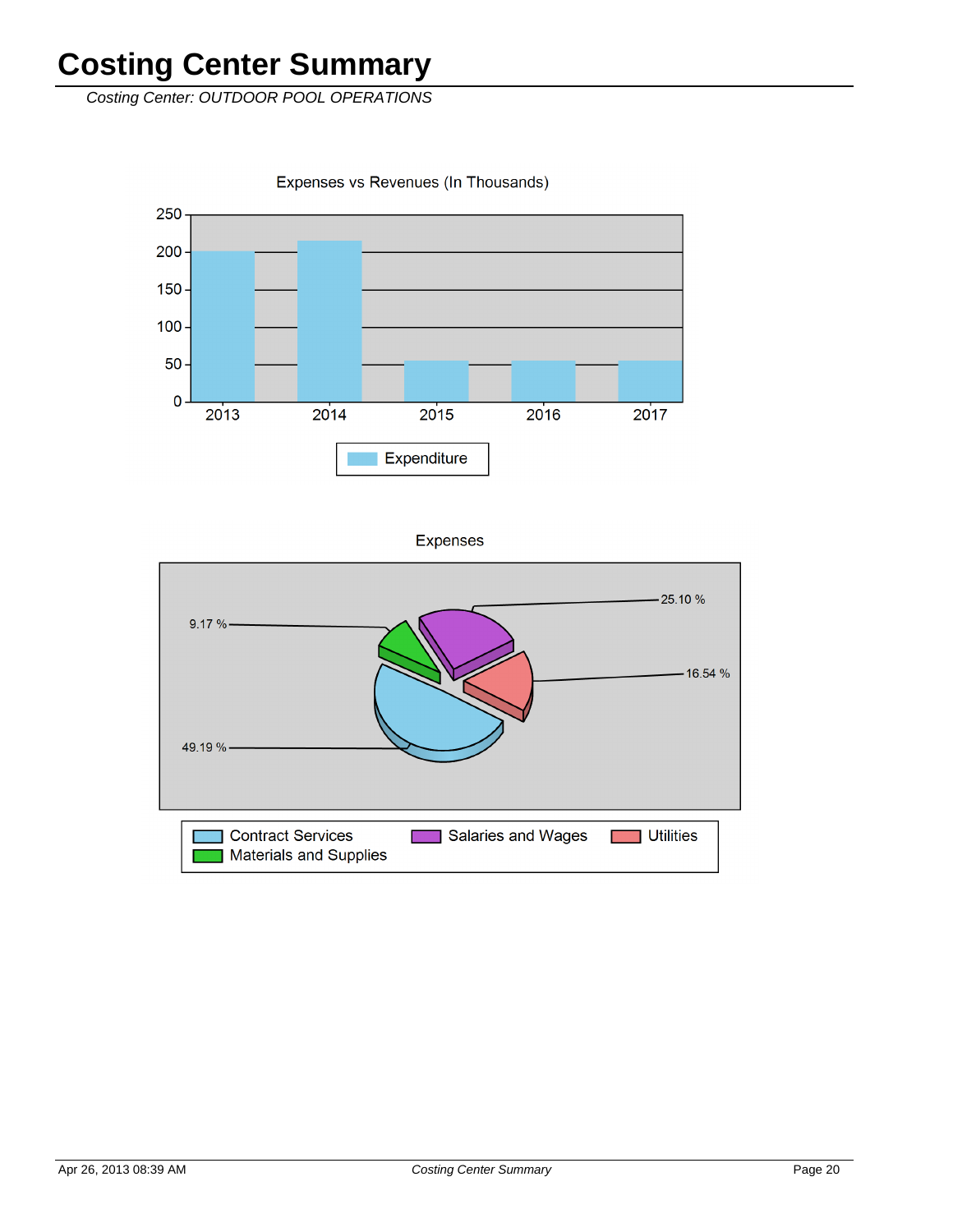# Costing Center Summary

*Costing Center: OUTDOOR POOL OPERATIONS*

Expenses vs Revenues (In Thousands)

| | 2013 | 2014 | 2015 | 2016 | 2017 |
|---|---|---|---|---|---|
| Expenditure | | | | | |

Expenses

| Category | % |
|---|---|
| Contract Services | 49.19 % |
| Salaries and Wages | 25.10 % |
| Utilities | 16.54 % |
| Materials and Supplies | 9.17 % |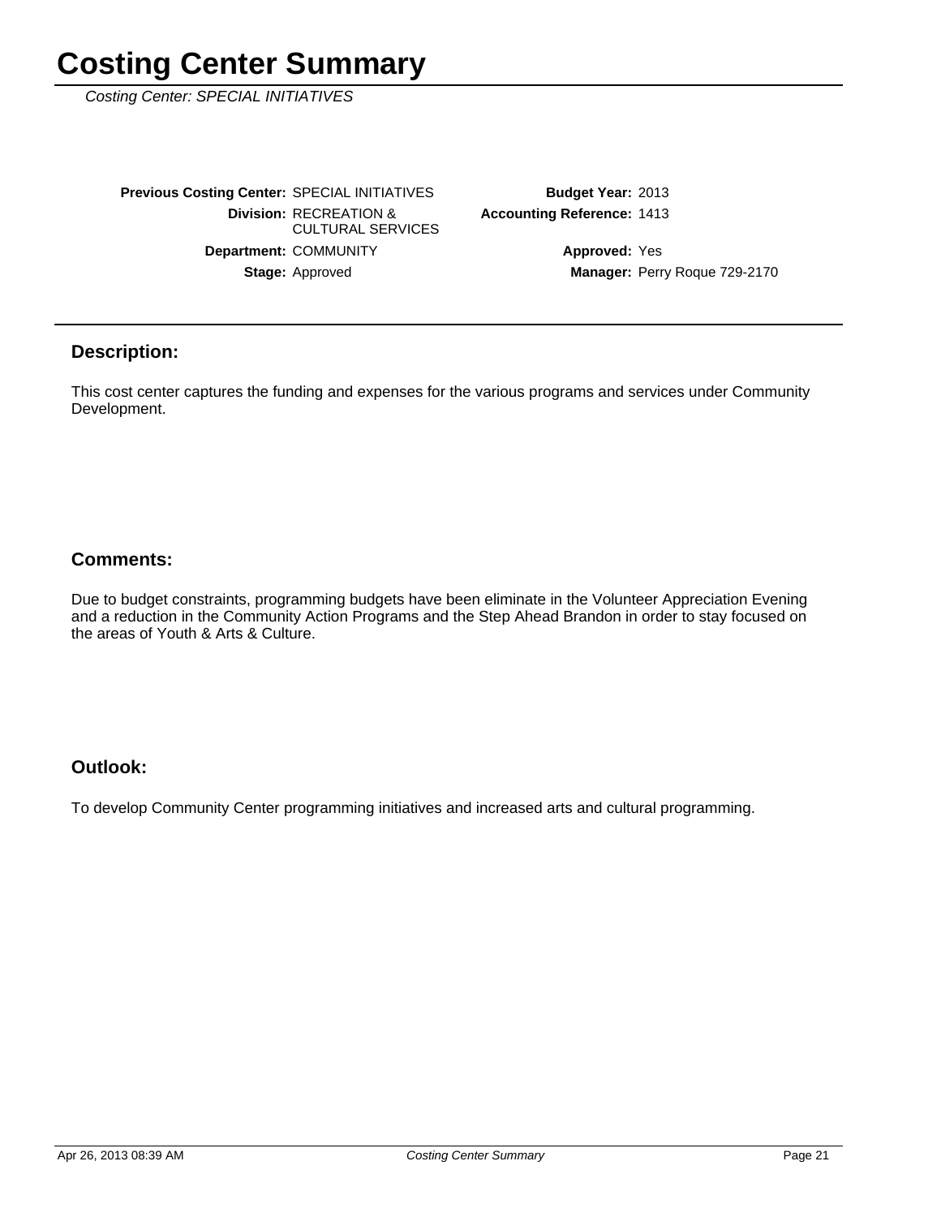# Costing Center Summary

*Costing Center: SPECIAL INITIATIVES*

| | | | |
|---|---|---|---|
| **Previous Costing Center:** | SPECIAL INITIATIVES | **Budget Year:** | 2013 |
| **Division:** | RECREATION & CULTURAL SERVICES | **Accounting Reference:** | 1413 |
| **Department:** | COMMUNITY | **Approved:** | Yes |
| **Stage:** | Approved | **Manager:** | Perry Roque 729-2170 |

## Description:

This cost center captures the funding and expenses for the various programs and services under Community Development.

## Comments:

Due to budget constraints, programming budgets have been eliminate in the Volunteer Appreciation Evening and a reduction in the Community Action Programs and the Step Ahead Brandon in order to stay focused on the areas of Youth & Arts & Culture.

## Outlook:

To develop Community Center programming initiatives and increased arts and cultural programming.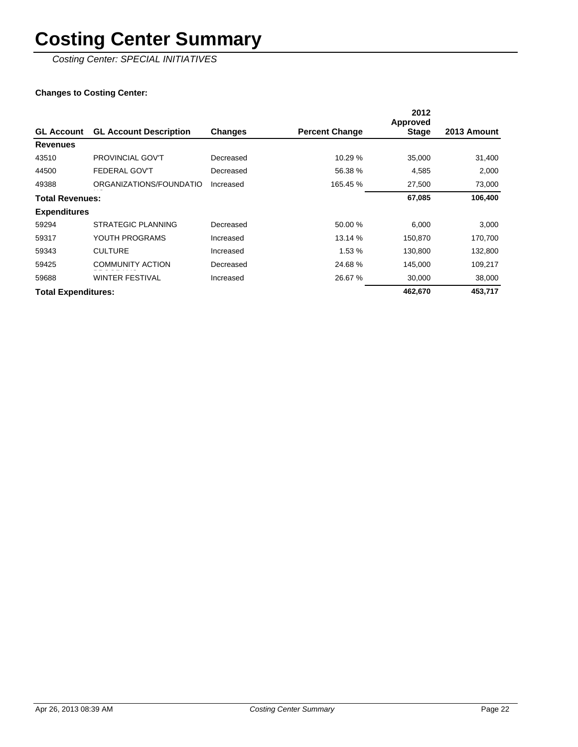# Costing Center Summary

*Costing Center: SPECIAL INITIATIVES*

**Changes to Costing Center:**

| GL Account | GL Account Description | Changes | Percent Change | 2012 Approved Stage | 2013 Amount |
|---|---|---|---|---|---|
| **Revenues** | | | | | |
| 43510 | PROVINCIAL GOV'T | Decreased | 10.29 % | 35,000 | 31,400 |
| 44500 | FEDERAL GOV'T | Decreased | 56.38 % | 4,585 | 2,000 |
| 49388 | ORGANIZATIONS/FOUNDATIONS | Increased | 165.45 % | 27,500 | 73,000 |
| **Total Revenues:** | | | | **67,085** | **106,400** |
| **Expenditures** | | | | | |
| 59294 | STRATEGIC PLANNING | Decreased | 50.00 % | 6,000 | 3,000 |
| 59317 | YOUTH PROGRAMS | Increased | 13.14 % | 150,870 | 170,700 |
| 59343 | CULTURE | Increased | 1.53 % | 130,800 | 132,800 |
| 59425 | COMMUNITY ACTION PROGRAMS | Decreased | 24.68 % | 145,000 | 109,217 |
| 59688 | WINTER FESTIVAL | Increased | 26.67 % | 30,000 | 38,000 |
| **Total Expenditures:** | | | | **462,670** | **453,717** |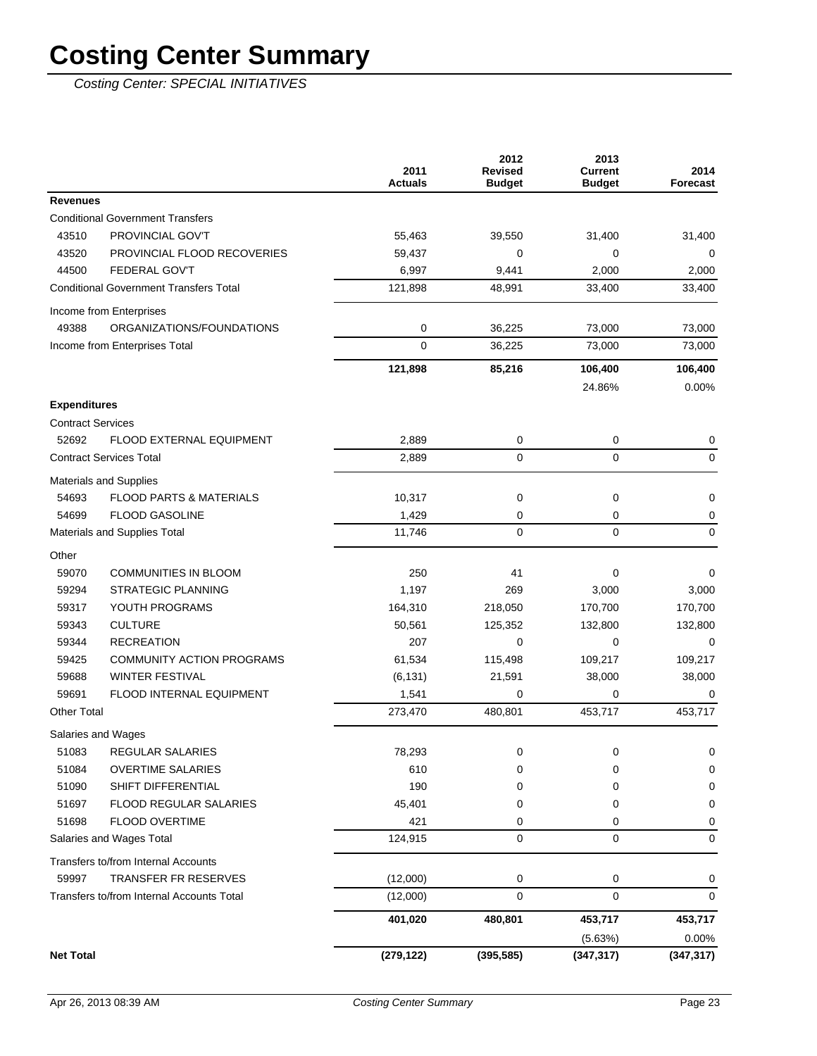# Costing Center Summary

*Costing Center: SPECIAL INITIATIVES*

| | | 2011 Actuals | 2012 Revised Budget | 2013 Current Budget | 2014 Forecast |
|---|---|---|---|---|---|
| **Revenues** | | | | | |
| Conditional Government Transfers | | | | | |
| 43510 | PROVINCIAL GOV'T | 55,463 | 39,550 | 31,400 | 31,400 |
| 43520 | PROVINCIAL FLOOD RECOVERIES | 59,437 | 0 | 0 | 0 |
| 44500 | FEDERAL GOV'T | 6,997 | 9,441 | 2,000 | 2,000 |
| Conditional Government Transfers Total | | 121,898 | 48,991 | 33,400 | 33,400 |
| Income from Enterprises | | | | | |
| 49388 | ORGANIZATIONS/FOUNDATIONS | 0 | 36,225 | 73,000 | 73,000 |
| Income from Enterprises Total | | 0 | 36,225 | 73,000 | 73,000 |
| | | **121,898** | **85,216** | **106,400** | **106,400** |
| | | | | 24.86% | 0.00% |
| **Expenditures** | | | | | |
| Contract Services | | | | | |
| 52692 | FLOOD EXTERNAL EQUIPMENT | 2,889 | 0 | 0 | 0 |
| Contract Services Total | | 2,889 | 0 | 0 | 0 |
| Materials and Supplies | | | | | |
| 54693 | FLOOD PARTS & MATERIALS | 10,317 | 0 | 0 | 0 |
| 54699 | FLOOD GASOLINE | 1,429 | 0 | 0 | 0 |
| Materials and Supplies Total | | 11,746 | 0 | 0 | 0 |
| Other | | | | | |
| 59070 | COMMUNITIES IN BLOOM | 250 | 41 | 0 | 0 |
| 59294 | STRATEGIC PLANNING | 1,197 | 269 | 3,000 | 3,000 |
| 59317 | YOUTH PROGRAMS | 164,310 | 218,050 | 170,700 | 170,700 |
| 59343 | CULTURE | 50,561 | 125,352 | 132,800 | 132,800 |
| 59344 | RECREATION | 207 | 0 | 0 | 0 |
| 59425 | COMMUNITY ACTION PROGRAMS | 61,534 | 115,498 | 109,217 | 109,217 |
| 59688 | WINTER FESTIVAL | (6,131) | 21,591 | 38,000 | 38,000 |
| 59691 | FLOOD INTERNAL EQUIPMENT | 1,541 | 0 | 0 | 0 |
| Other Total | | 273,470 | 480,801 | 453,717 | 453,717 |
| Salaries and Wages | | | | | |
| 51083 | REGULAR SALARIES | 78,293 | 0 | 0 | 0 |
| 51084 | OVERTIME SALARIES | 610 | 0 | 0 | 0 |
| 51090 | SHIFT DIFFERENTIAL | 190 | 0 | 0 | 0 |
| 51697 | FLOOD REGULAR SALARIES | 45,401 | 0 | 0 | 0 |
| 51698 | FLOOD OVERTIME | 421 | 0 | 0 | 0 |
| Salaries and Wages Total | | 124,915 | 0 | 0 | 0 |
| Transfers to/from Internal Accounts | | | | | |
| 59997 | TRANSFER FR RESERVES | (12,000) | 0 | 0 | 0 |
| Transfers to/from Internal Accounts Total | | (12,000) | 0 | 0 | 0 |
| | | **401,020** | **480,801** | **453,717** | **453,717** |
| | | | | (5.63%) | 0.00% |
| **Net Total** | | **(279,122)** | **(395,585)** | **(347,317)** | **(347,317)** |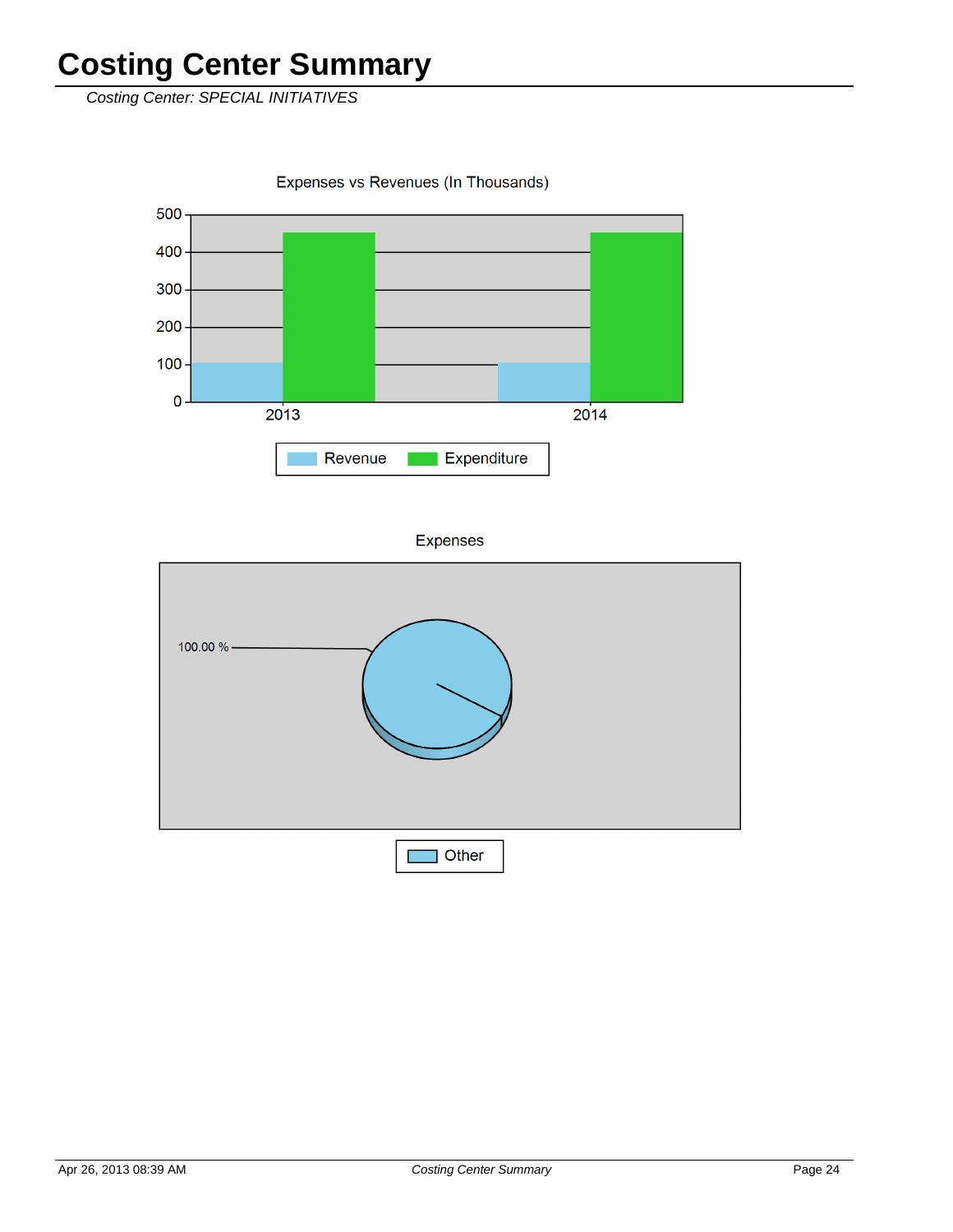# Costing Center Summary

*Costing Center: SPECIAL INITIATIVES*

Expenses vs Revenues (In Thousands)

500
400
300
200
100
0

2013 2014

Revenue Expenditure

Expenses

100.00 %

Other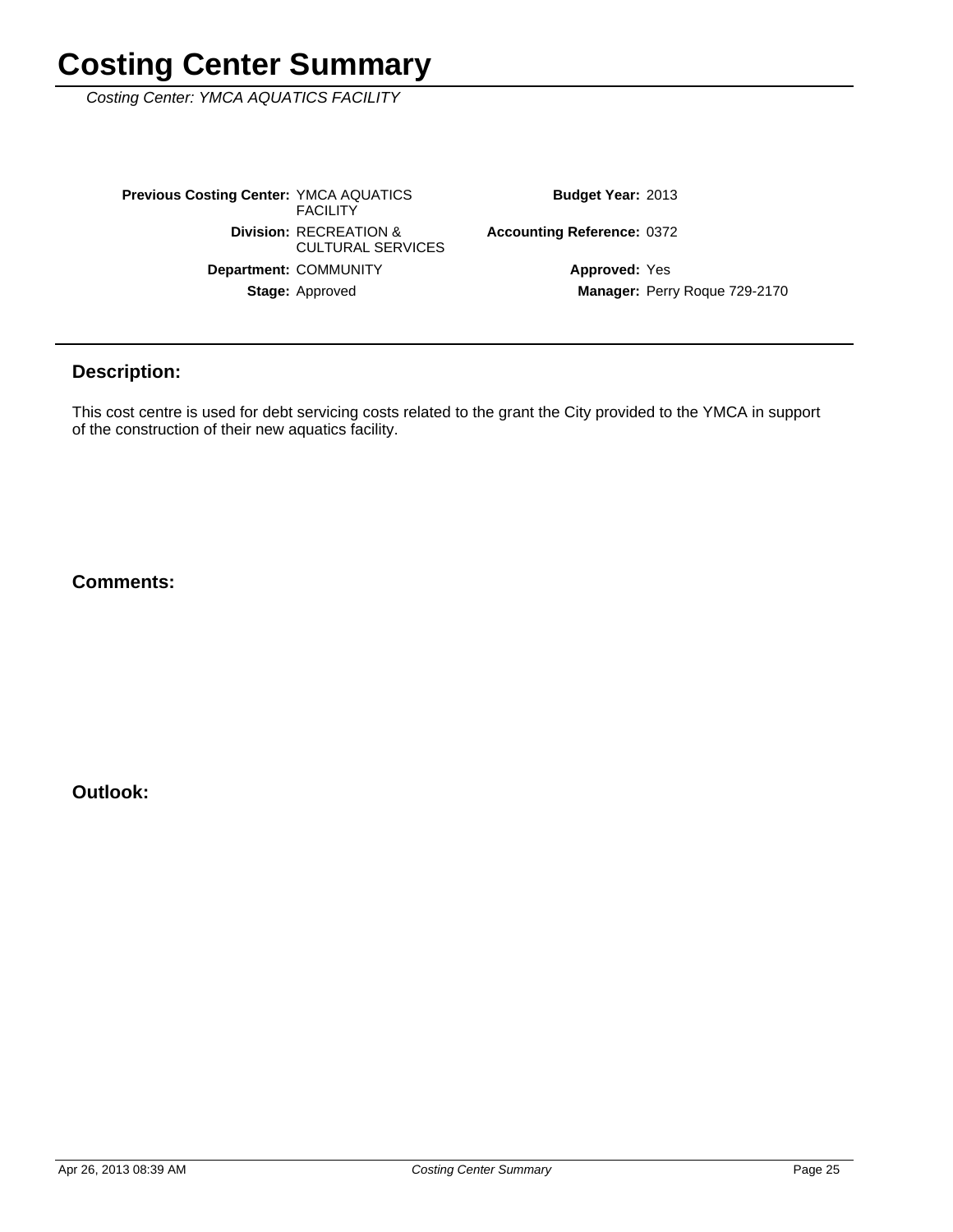# Costing Center Summary

*Costing Center: YMCA AQUATICS FACILITY*

| | | | |
|---|---|---|---|
| **Previous Costing Center:** | YMCA AQUATICS FACILITY | **Budget Year:** | 2013 |
| **Division:** | RECREATION & CULTURAL SERVICES | **Accounting Reference:** | 0372 |
| **Department:** | COMMUNITY | **Approved:** | Yes |
| **Stage:** | Approved | **Manager:** | Perry Roque 729-2170 |

## Description:

This cost centre is used for debt servicing costs related to the grant the City provided to the YMCA in support of the construction of their new aquatics facility.

## Comments:

## Outlook: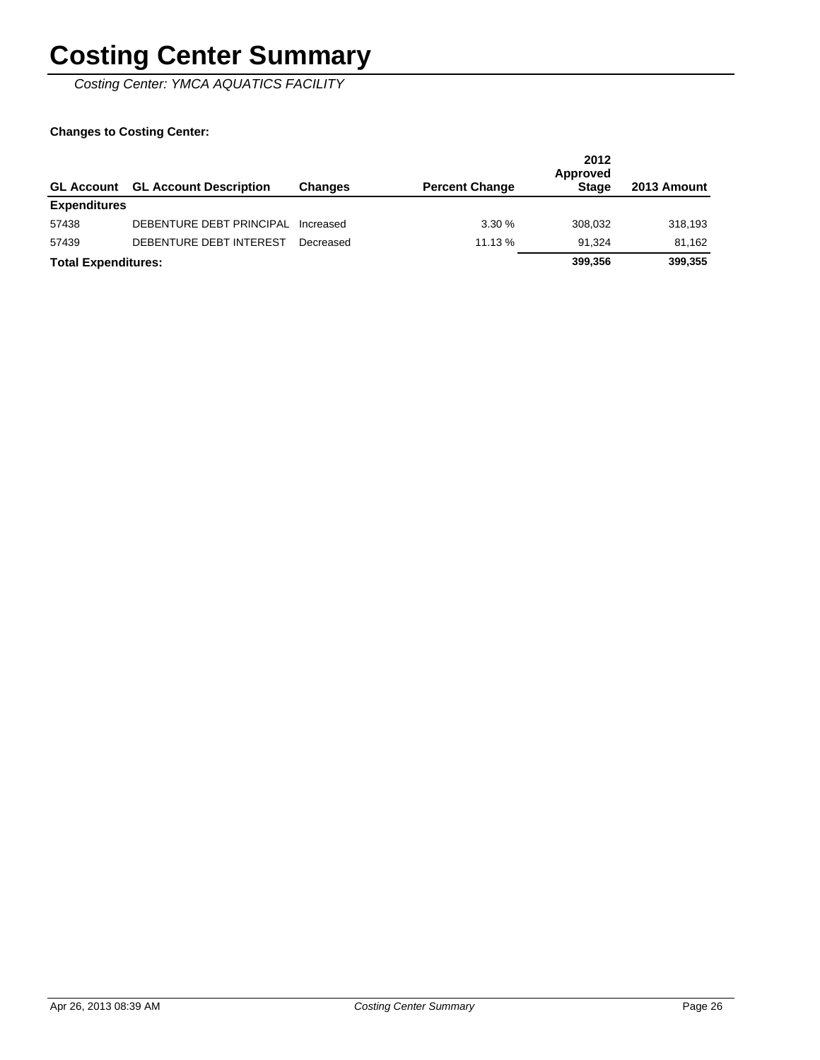# Costing Center Summary

*Costing Center: YMCA AQUATICS FACILITY*

**Changes to Costing Center:**

| GL Account | GL Account Description | Changes | Percent Change | 2012 Approved Stage | 2013 Amount |
|---|---|---|---|---|---|
| **Expenditures** | | | | | |
| 57438 | DEBENTURE DEBT PRINCIPAL | Increased | 3.30 % | 308,032 | 318,193 |
| 57439 | DEBENTURE DEBT INTEREST | Decreased | 11.13 % | 91,324 | 81,162 |
| **Total Expenditures:** | | | | **399,356** | **399,355** |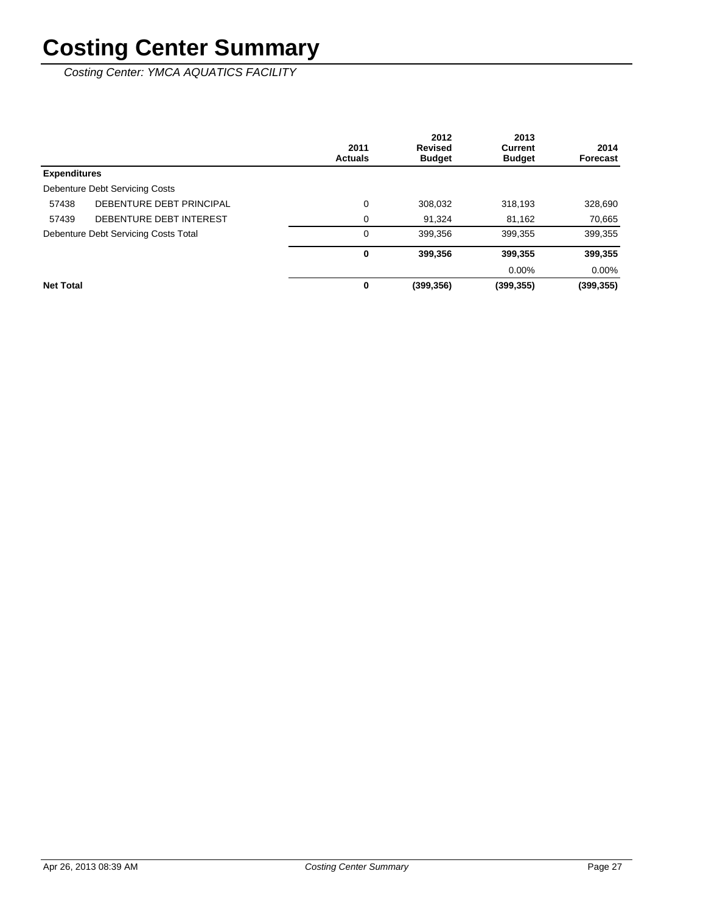# Costing Center Summary

*Costing Center: YMCA AQUATICS FACILITY*

| | | 2011 Actuals | 2012 Revised Budget | 2013 Current Budget | 2014 Forecast |
|---|---|---|---|---|---|
| **Expenditures** | | | | | |
| Debenture Debt Servicing Costs | | | | | |
| 57438 | DEBENTURE DEBT PRINCIPAL | 0 | 308,032 | 318,193 | 328,690 |
| 57439 | DEBENTURE DEBT INTEREST | 0 | 91,324 | 81,162 | 70,665 |
| Debenture Debt Servicing Costs Total | | 0 | 399,356 | 399,355 | 399,355 |
| | | **0** | **399,356** | **399,355** | **399,355** |
| | | | | 0.00% | 0.00% |
| **Net Total** | | **0** | **(399,356)** | **(399,355)** | **(399,355)** |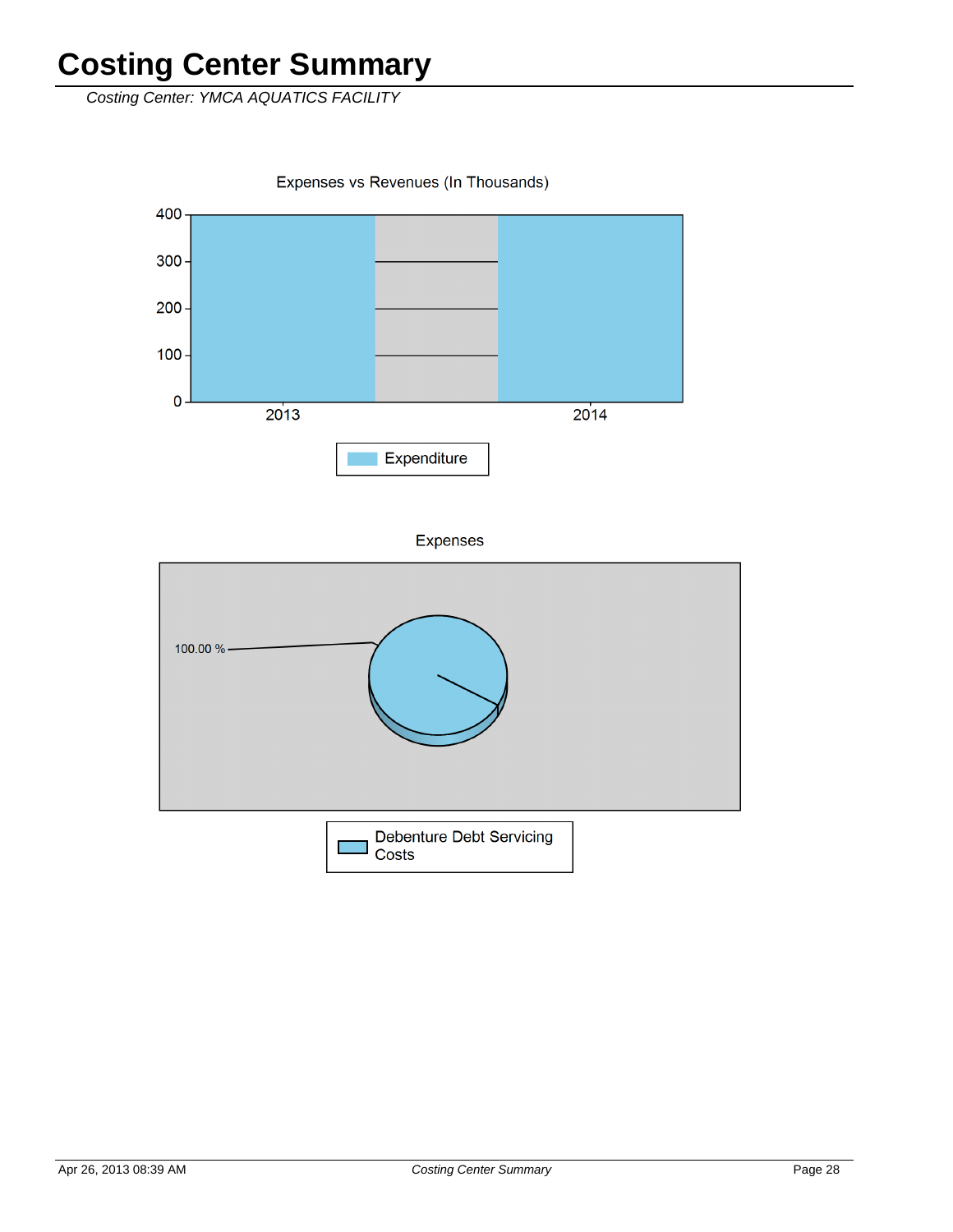# Costing Center Summary

*Costing Center: YMCA AQUATICS FACILITY*

Expenses vs Revenues (In Thousands)

400
300
200
100
0
2013
2014

Expenditure

Expenses

100.00 %

Debenture Debt Servicing Costs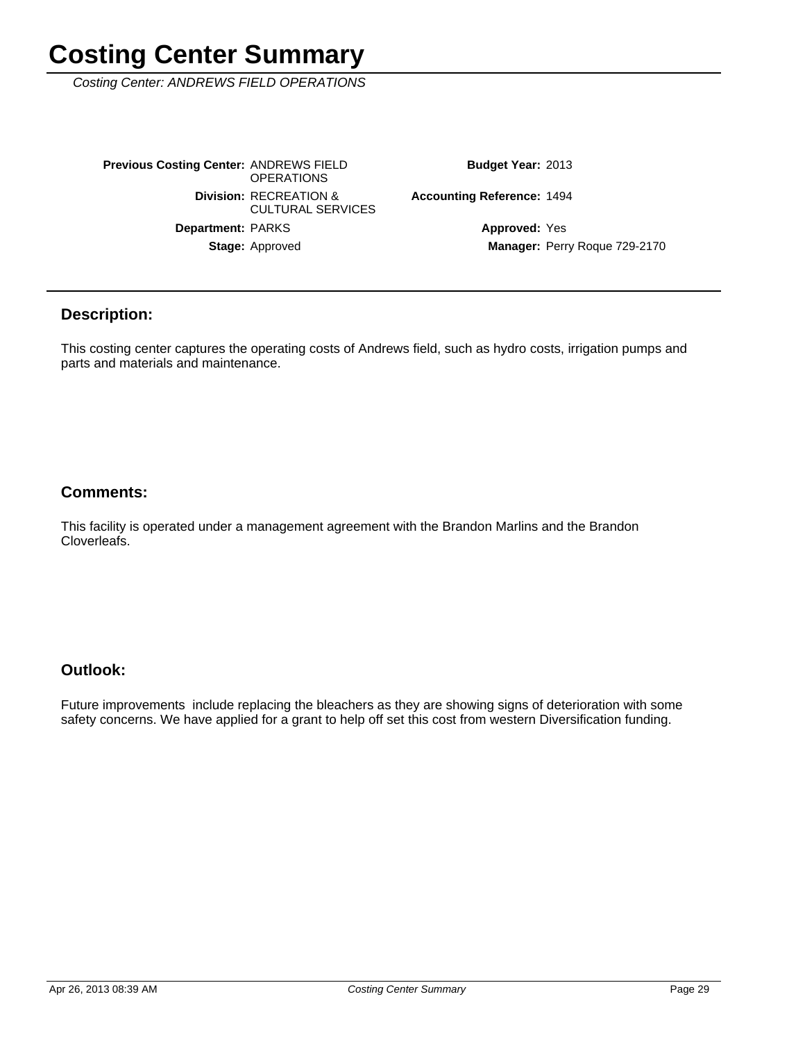# Costing Center Summary

*Costing Center: ANDREWS FIELD OPERATIONS*

| | | | |
|---|---|---|---|
| **Previous Costing Center:** | ANDREWS FIELD OPERATIONS | **Budget Year:** | 2013 |
| **Division:** | RECREATION & CULTURAL SERVICES | **Accounting Reference:** | 1494 |
| **Department:** | PARKS | **Approved:** | Yes |
| **Stage:** | Approved | **Manager:** | Perry Roque 729-2170 |

## Description:

This costing center captures the operating costs of Andrews field, such as hydro costs, irrigation pumps and parts and materials and maintenance.

## Comments:

This facility is operated under a management agreement with the Brandon Marlins and the Brandon Cloverleafs.

## Outlook:

Future improvements include replacing the bleachers as they are showing signs of deterioration with some safety concerns. We have applied for a grant to help off set this cost from western Diversification funding.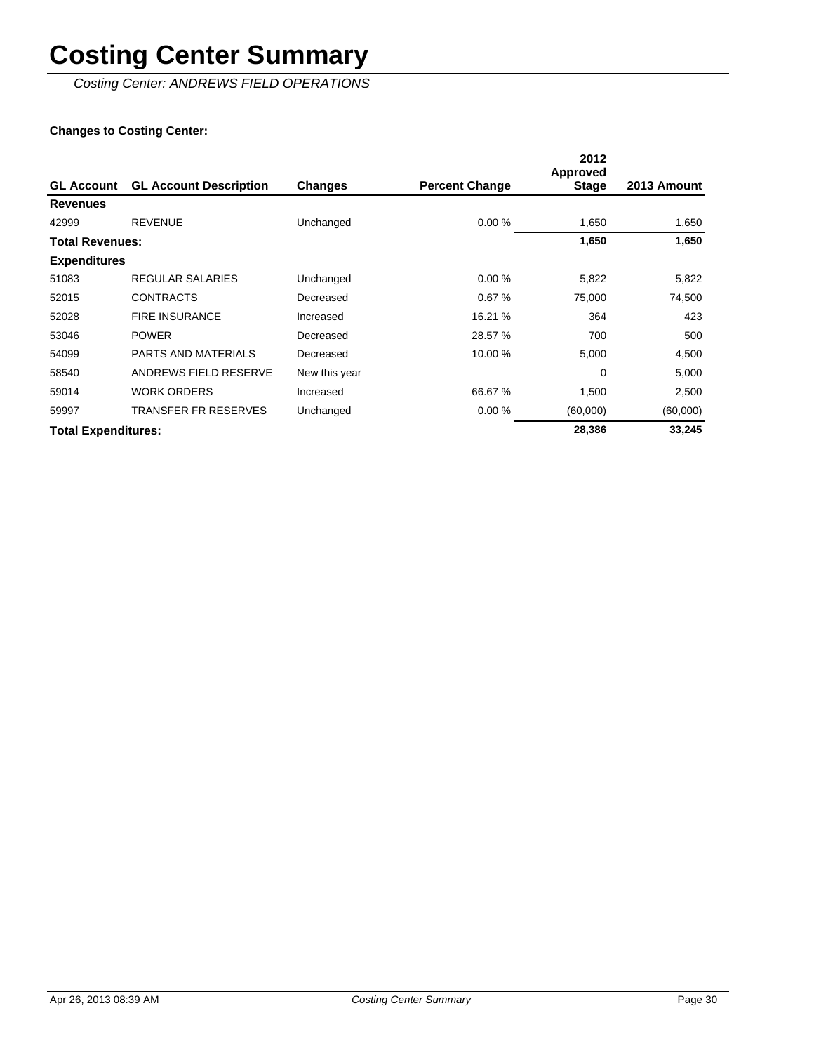# Costing Center Summary

*Costing Center: ANDREWS FIELD OPERATIONS*

**Changes to Costing Center:**

| GL Account | GL Account Description | Changes | Percent Change | 2012 Approved Stage | 2013 Amount |
|---|---|---|---|---|---|
| **Revenues** | | | | | |
| 42999 | REVENUE | Unchanged | 0.00 % | 1,650 | 1,650 |
| **Total Revenues:** | | | | **1,650** | **1,650** |
| **Expenditures** | | | | | |
| 51083 | REGULAR SALARIES | Unchanged | 0.00 % | 5,822 | 5,822 |
| 52015 | CONTRACTS | Decreased | 0.67 % | 75,000 | 74,500 |
| 52028 | FIRE INSURANCE | Increased | 16.21 % | 364 | 423 |
| 53046 | POWER | Decreased | 28.57 % | 700 | 500 |
| 54099 | PARTS AND MATERIALS | Decreased | 10.00 % | 5,000 | 4,500 |
| 58540 | ANDREWS FIELD RESERVE | New this year | | 0 | 5,000 |
| 59014 | WORK ORDERS | Increased | 66.67 % | 1,500 | 2,500 |
| 59997 | TRANSFER FR RESERVES | Unchanged | 0.00 % | (60,000) | (60,000) |
| **Total Expenditures:** | | | | **28,386** | **33,245** |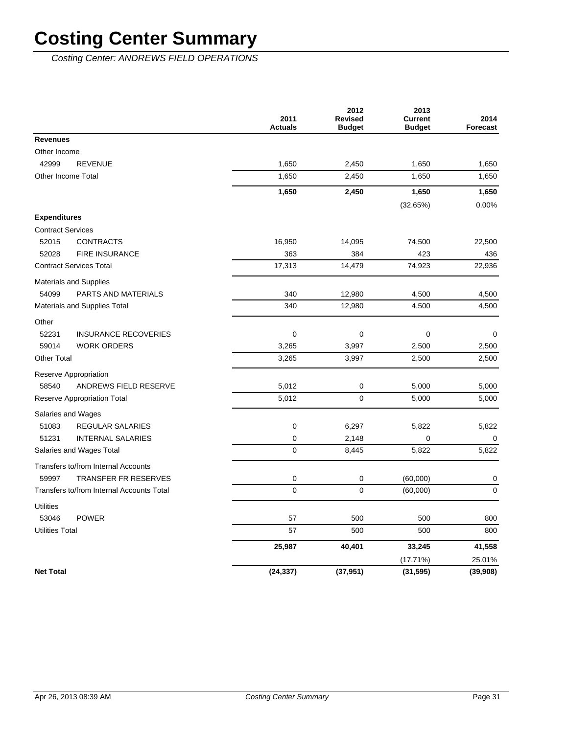# Costing Center Summary

*Costing Center: ANDREWS FIELD OPERATIONS*

| | | 2011 Actuals | 2012 Revised Budget | 2013 Current Budget | 2014 Forecast |
|---|---|---|---|---|---|
| **Revenues** | | | | | |
| Other Income | | | | | |
| 42999 | REVENUE | 1,650 | 2,450 | 1,650 | 1,650 |
| Other Income Total | | 1,650 | 2,450 | 1,650 | 1,650 |
| | | **1,650** | **2,450** | **1,650** | **1,650** |
| | | | | (32.65%) | 0.00% |
| **Expenditures** | | | | | |
| Contract Services | | | | | |
| 52015 | CONTRACTS | 16,950 | 14,095 | 74,500 | 22,500 |
| 52028 | FIRE INSURANCE | 363 | 384 | 423 | 436 |
| Contract Services Total | | 17,313 | 14,479 | 74,923 | 22,936 |
| Materials and Supplies | | | | | |
| 54099 | PARTS AND MATERIALS | 340 | 12,980 | 4,500 | 4,500 |
| Materials and Supplies Total | | 340 | 12,980 | 4,500 | 4,500 |
| Other | | | | | |
| 52231 | INSURANCE RECOVERIES | 0 | 0 | 0 | 0 |
| 59014 | WORK ORDERS | 3,265 | 3,997 | 2,500 | 2,500 |
| Other Total | | 3,265 | 3,997 | 2,500 | 2,500 |
| Reserve Appropriation | | | | | |
| 58540 | ANDREWS FIELD RESERVE | 5,012 | 0 | 5,000 | 5,000 |
| Reserve Appropriation Total | | 5,012 | 0 | 5,000 | 5,000 |
| Salaries and Wages | | | | | |
| 51083 | REGULAR SALARIES | 0 | 6,297 | 5,822 | 5,822 |
| 51231 | INTERNAL SALARIES | 0 | 2,148 | 0 | 0 |
| Salaries and Wages Total | | 0 | 8,445 | 5,822 | 5,822 |
| Transfers to/from Internal Accounts | | | | | |
| 59997 | TRANSFER FR RESERVES | 0 | 0 | (60,000) | 0 |
| Transfers to/from Internal Accounts Total | | 0 | 0 | (60,000) | 0 |
| Utilities | | | | | |
| 53046 | POWER | 57 | 500 | 500 | 800 |
| Utilities Total | | 57 | 500 | 500 | 800 |
| | | **25,987** | **40,401** | **33,245** | **41,558** |
| | | | | (17.71%) | 25.01% |
| **Net Total** | | **(24,337)** | **(37,951)** | **(31,595)** | **(39,908)** |

Apr 26, 2013 08:39 AM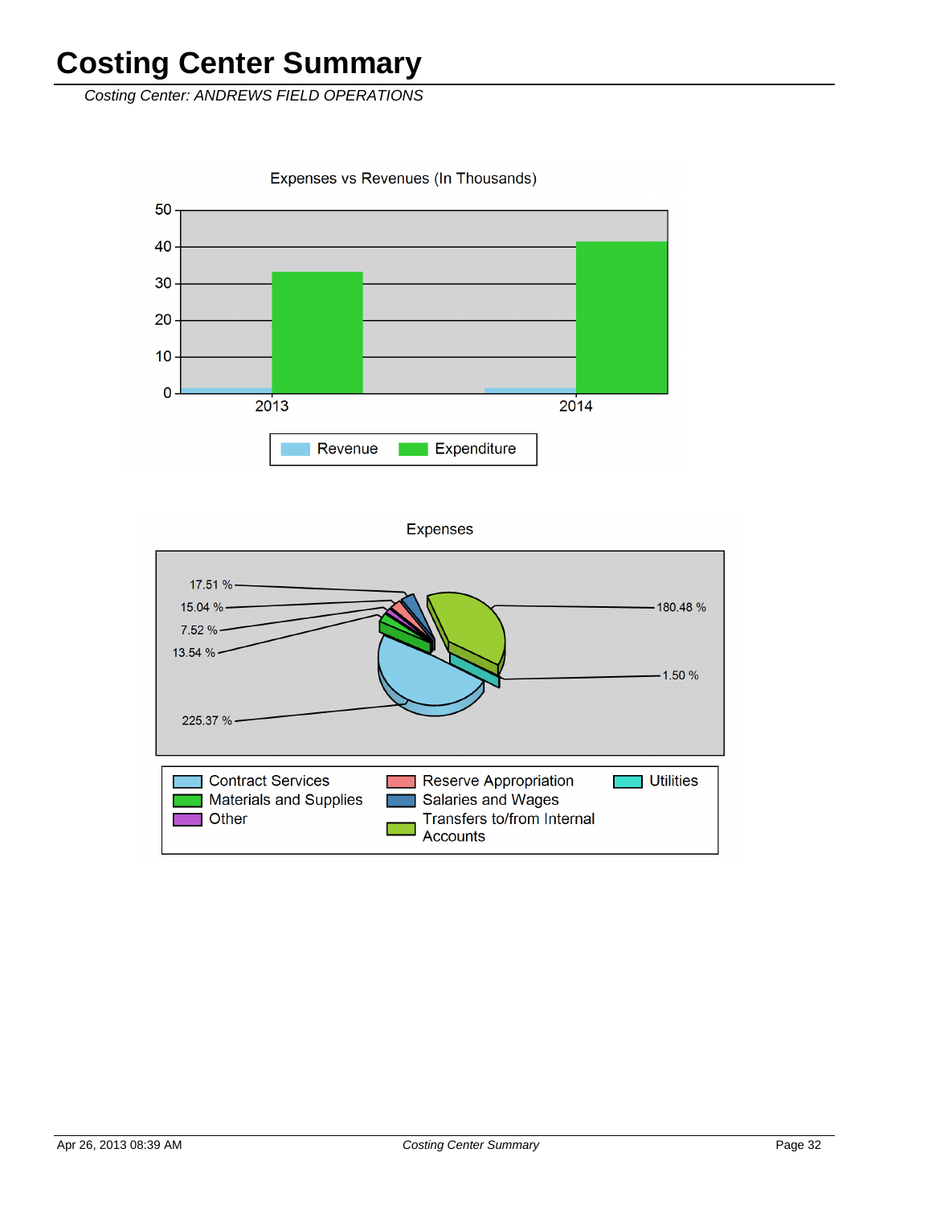# Costing Center Summary

*Costing Center: ANDREWS FIELD OPERATIONS*

Expenses vs Revenues (In Thousands)

50
40
30
20
10
0

2013 2014

Revenue Expenditure

Expenses

17.51 %
15.04 %
7.52 %
13.54 %
225.37 %
180.48 %
1.50 %

Contract Services
Materials and Supplies
Other
Reserve Appropriation
Salaries and Wages
Transfers to/from Internal Accounts
Utilities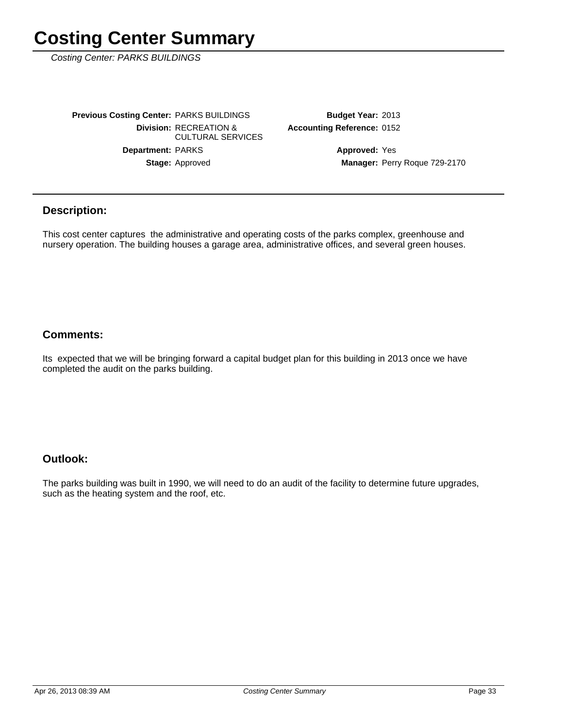# Costing Center Summary

*Costing Center: PARKS BUILDINGS*

| | | | |
|---|---|---|---|
| **Previous Costing Center:** | PARKS BUILDINGS | **Budget Year:** | 2013 |
| **Division:** | RECREATION & CULTURAL SERVICES | **Accounting Reference:** | 0152 |
| **Department:** | PARKS | **Approved:** | Yes |
| **Stage:** | Approved | **Manager:** | Perry Roque 729-2170 |

## Description:

This cost center captures the administrative and operating costs of the parks complex, greenhouse and nursery operation. The building houses a garage area, administrative offices, and several green houses.

## Comments:

Its expected that we will be bringing forward a capital budget plan for this building in 2013 once we have completed the audit on the parks building.

## Outlook:

The parks building was built in 1990, we will need to do an audit of the facility to determine future upgrades, such as the heating system and the roof, etc.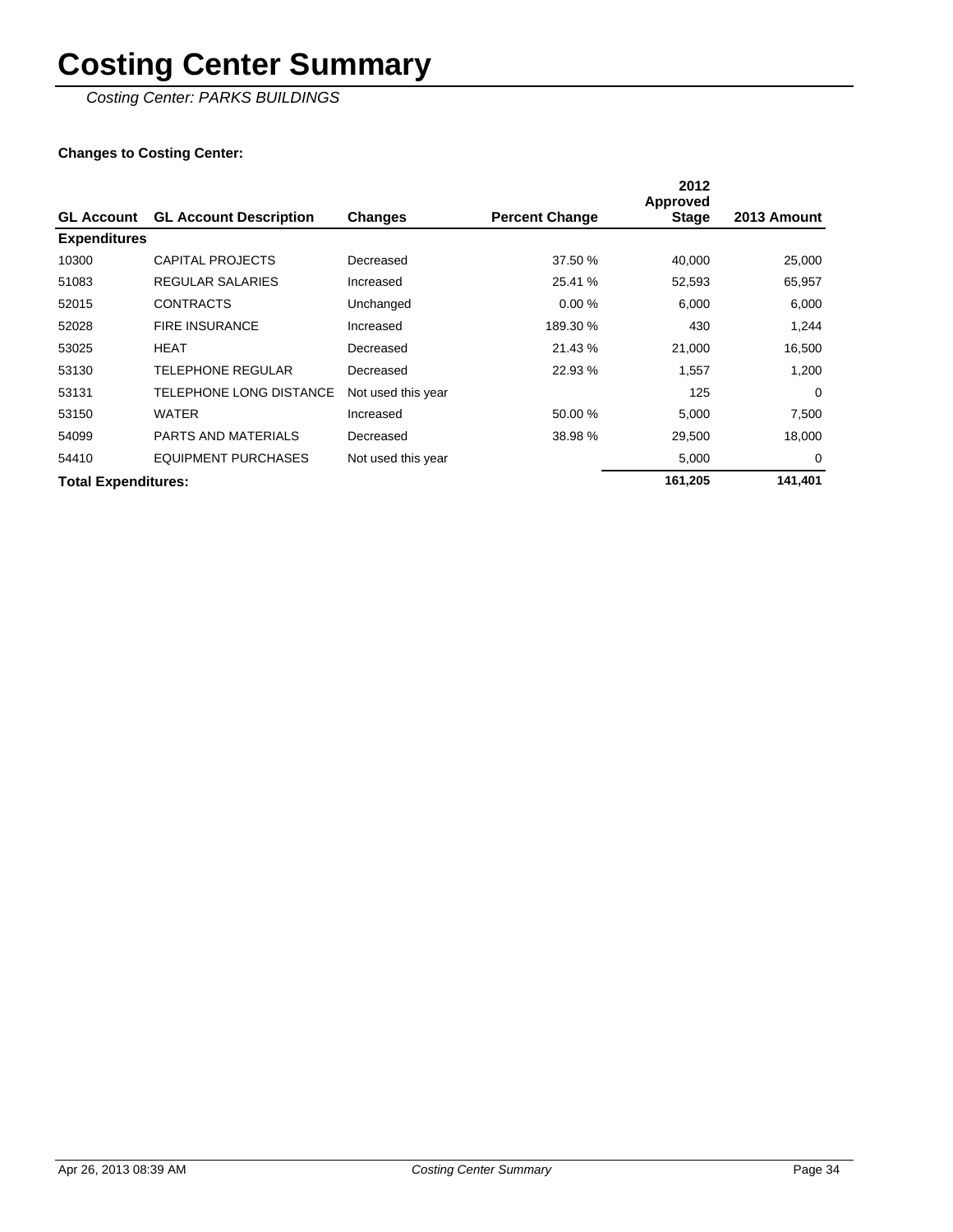# Costing Center Summary

*Costing Center: PARKS BUILDINGS*

**Changes to Costing Center:**

| GL Account | GL Account Description | Changes | Percent Change | 2012 Approved Stage | 2013 Amount |
|---|---|---|---|---|---|
| **Expenditures** | | | | | |
| 10300 | CAPITAL PROJECTS | Decreased | 37.50 % | 40,000 | 25,000 |
| 51083 | REGULAR SALARIES | Increased | 25.41 % | 52,593 | 65,957 |
| 52015 | CONTRACTS | Unchanged | 0.00 % | 6,000 | 6,000 |
| 52028 | FIRE INSURANCE | Increased | 189.30 % | 430 | 1,244 |
| 53025 | HEAT | Decreased | 21.43 % | 21,000 | 16,500 |
| 53130 | TELEPHONE REGULAR | Decreased | 22.93 % | 1,557 | 1,200 |
| 53131 | TELEPHONE LONG DISTANCE | Not used this year | | 125 | 0 |
| 53150 | WATER | Increased | 50.00 % | 5,000 | 7,500 |
| 54099 | PARTS AND MATERIALS | Decreased | 38.98 % | 29,500 | 18,000 |
| 54410 | EQUIPMENT PURCHASES | Not used this year | | 5,000 | 0 |
| **Total Expenditures:** | | | | **161,205** | **141,401** |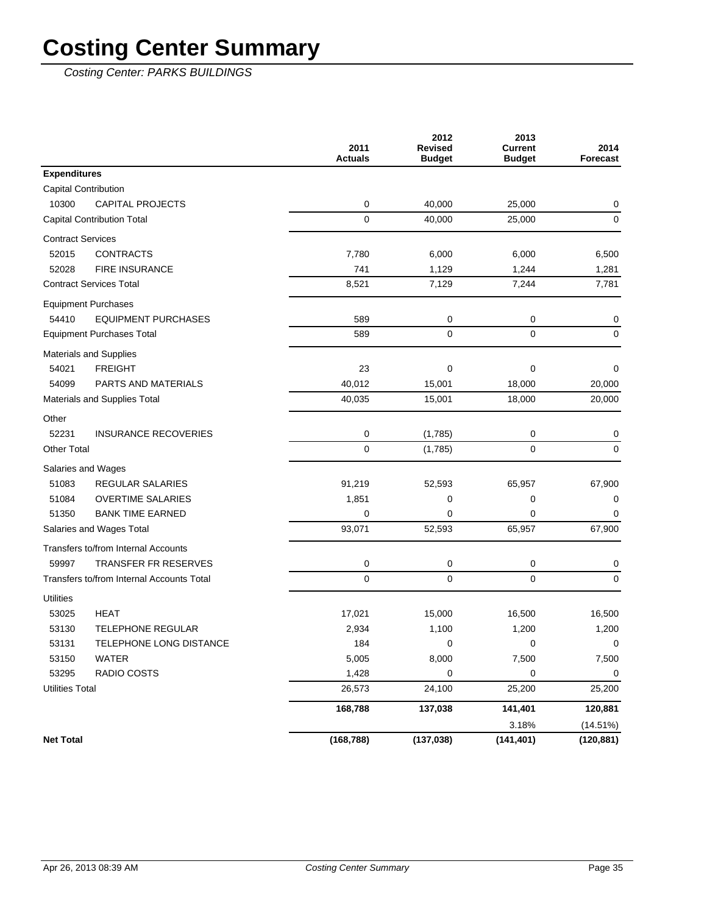# Costing Center Summary

*Costing Center: PARKS BUILDINGS*

| | | 2011 Actuals | 2012 Revised Budget | 2013 Current Budget | 2014 Forecast |
|---|---|---|---|---|---|
| **Expenditures** | | | | | |
| Capital Contribution | | | | | |
| 10300 | CAPITAL PROJECTS | 0 | 40,000 | 25,000 | 0 |
| Capital Contribution Total | | 0 | 40,000 | 25,000 | 0 |
| Contract Services | | | | | |
| 52015 | CONTRACTS | 7,780 | 6,000 | 6,000 | 6,500 |
| 52028 | FIRE INSURANCE | 741 | 1,129 | 1,244 | 1,281 |
| Contract Services Total | | 8,521 | 7,129 | 7,244 | 7,781 |
| Equipment Purchases | | | | | |
| 54410 | EQUIPMENT PURCHASES | 589 | 0 | 0 | 0 |
| Equipment Purchases Total | | 589 | 0 | 0 | 0 |
| Materials and Supplies | | | | | |
| 54021 | FREIGHT | 23 | 0 | 0 | 0 |
| 54099 | PARTS AND MATERIALS | 40,012 | 15,001 | 18,000 | 20,000 |
| Materials and Supplies Total | | 40,035 | 15,001 | 18,000 | 20,000 |
| Other | | | | | |
| 52231 | INSURANCE RECOVERIES | 0 | (1,785) | 0 | 0 |
| Other Total | | 0 | (1,785) | 0 | 0 |
| Salaries and Wages | | | | | |
| 51083 | REGULAR SALARIES | 91,219 | 52,593 | 65,957 | 67,900 |
| 51084 | OVERTIME SALARIES | 1,851 | 0 | 0 | 0 |
| 51350 | BANK TIME EARNED | 0 | 0 | 0 | 0 |
| Salaries and Wages Total | | 93,071 | 52,593 | 65,957 | 67,900 |
| Transfers to/from Internal Accounts | | | | | |
| 59997 | TRANSFER FR RESERVES | 0 | 0 | 0 | 0 |
| Transfers to/from Internal Accounts Total | | 0 | 0 | 0 | 0 |
| Utilities | | | | | |
| 53025 | HEAT | 17,021 | 15,000 | 16,500 | 16,500 |
| 53130 | TELEPHONE REGULAR | 2,934 | 1,100 | 1,200 | 1,200 |
| 53131 | TELEPHONE LONG DISTANCE | 184 | 0 | 0 | 0 |
| 53150 | WATER | 5,005 | 8,000 | 7,500 | 7,500 |
| 53295 | RADIO COSTS | 1,428 | 0 | 0 | 0 |
| Utilities Total | | 26,573 | 24,100 | 25,200 | 25,200 |
| | | **168,788** | **137,038** | **141,401** | **120,881** |
| | | | | 3.18% | (14.51%) |
| **Net Total** | | **(168,788)** | **(137,038)** | **(141,401)** | **(120,881)** |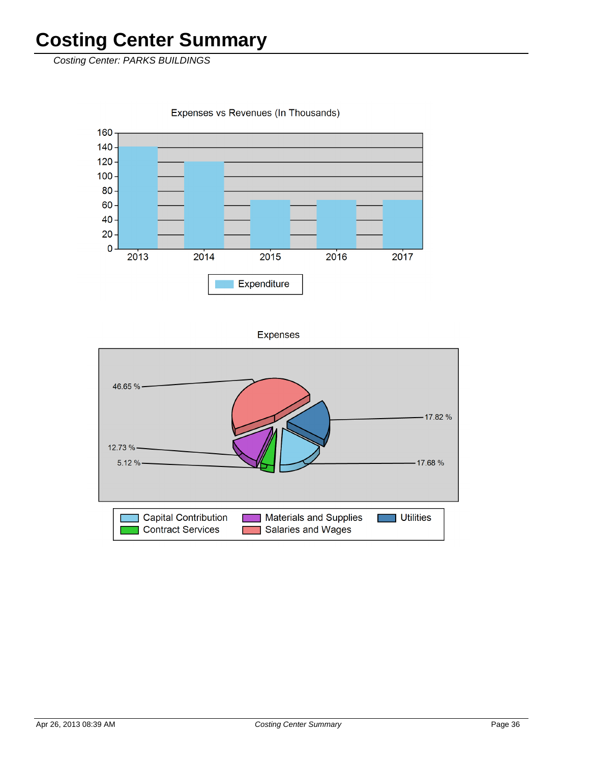# Costing Center Summary

*Costing Center: PARKS BUILDINGS*

Expenses vs Revenues (In Thousands)

160
140
120
100
80
60
40
20
0

2013 2014 2015 2016 2017

Expenditure

Expenses

46.65 %
17.82 %
12.73 %
5.12 %
17.68 %

Capital Contribution
Contract Services
Materials and Supplies
Salaries and Wages
Utilities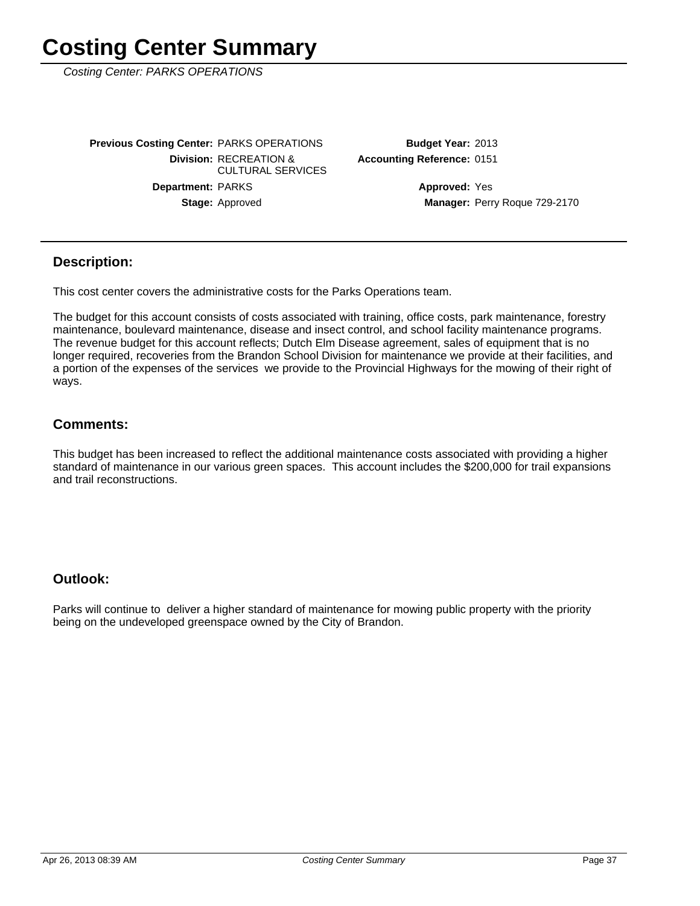# Costing Center Summary

*Costing Center: PARKS OPERATIONS*

**Previous Costing Center:** PARKS OPERATIONS
**Division:** RECREATION & CULTURAL SERVICES
**Department:** PARKS
**Stage:** Approved

**Budget Year:** 2013
**Accounting Reference:** 0151
**Approved:** Yes
**Manager:** Perry Roque 729-2170

## Description:

This cost center covers the administrative costs for the Parks Operations team.

The budget for this account consists of costs associated with training, office costs, park maintenance, forestry maintenance, boulevard maintenance, disease and insect control, and school facility maintenance programs. The revenue budget for this account reflects; Dutch Elm Disease agreement, sales of equipment that is no longer required, recoveries from the Brandon School Division for maintenance we provide at their facilities, and a portion of the expenses of the services we provide to the Provincial Highways for the mowing of their right of ways.

## Comments:

This budget has been increased to reflect the additional maintenance costs associated with providing a higher standard of maintenance in our various green spaces. This account includes the $200,000 for trail expansions and trail reconstructions.

## Outlook:

Parks will continue to deliver a higher standard of maintenance for mowing public property with the priority being on the undeveloped greenspace owned by the City of Brandon.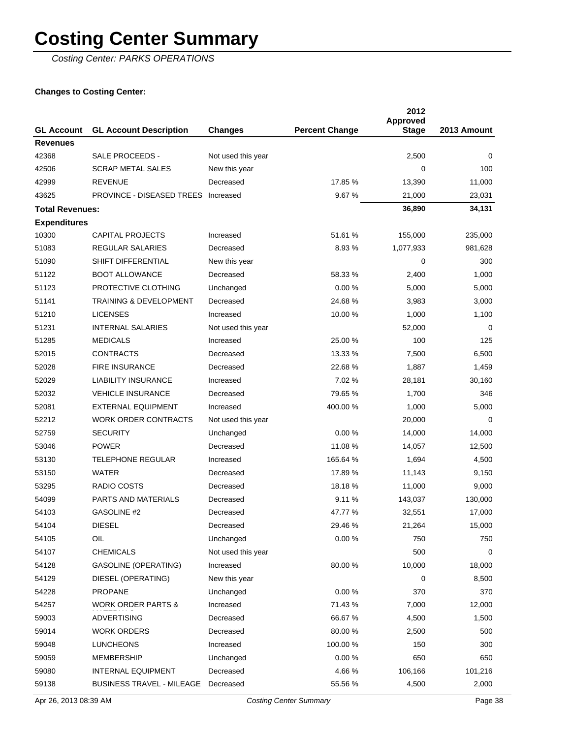# Costing Center Summary

*Costing Center: PARKS OPERATIONS*

**Changes to Costing Center:**

| GL Account | GL Account Description | Changes | Percent Change | 2012 Approved Stage | 2013 Amount |
|---|---|---|---|---|---|
| **Revenues** | | | | | |
| 42368 | SALE PROCEEDS - | Not used this year | | 2,500 | 0 |
| 42506 | SCRAP METAL SALES | New this year | | 0 | 100 |
| 42999 | REVENUE | Decreased | 17.85 % | 13,390 | 11,000 |
| 43625 | PROVINCE - DISEASED TREES | Increased | 9.67 % | 21,000 | 23,031 |
| **Total Revenues:** | | | | **36,890** | **34,131** |
| **Expenditures** | | | | | |
| 10300 | CAPITAL PROJECTS | Increased | 51.61 % | 155,000 | 235,000 |
| 51083 | REGULAR SALARIES | Decreased | 8.93 % | 1,077,933 | 981,628 |
| 51090 | SHIFT DIFFERENTIAL | New this year | | 0 | 300 |
| 51122 | BOOT ALLOWANCE | Decreased | 58.33 % | 2,400 | 1,000 |
| 51123 | PROTECTIVE CLOTHING | Unchanged | 0.00 % | 5,000 | 5,000 |
| 51141 | TRAINING & DEVELOPMENT | Decreased | 24.68 % | 3,983 | 3,000 |
| 51210 | LICENSES | Increased | 10.00 % | 1,000 | 1,100 |
| 51231 | INTERNAL SALARIES | Not used this year | | 52,000 | 0 |
| 51285 | MEDICALS | Increased | 25.00 % | 100 | 125 |
| 52015 | CONTRACTS | Decreased | 13.33 % | 7,500 | 6,500 |
| 52028 | FIRE INSURANCE | Decreased | 22.68 % | 1,887 | 1,459 |
| 52029 | LIABILITY INSURANCE | Increased | 7.02 % | 28,181 | 30,160 |
| 52032 | VEHICLE INSURANCE | Decreased | 79.65 % | 1,700 | 346 |
| 52081 | EXTERNAL EQUIPMENT | Increased | 400.00 % | 1,000 | 5,000 |
| 52212 | WORK ORDER CONTRACTS | Not used this year | | 20,000 | 0 |
| 52759 | SECURITY | Unchanged | 0.00 % | 14,000 | 14,000 |
| 53046 | POWER | Decreased | 11.08 % | 14,057 | 12,500 |
| 53130 | TELEPHONE REGULAR | Increased | 165.64 % | 1,694 | 4,500 |
| 53150 | WATER | Decreased | 17.89 % | 11,143 | 9,150 |
| 53295 | RADIO COSTS | Decreased | 18.18 % | 11,000 | 9,000 |
| 54099 | PARTS AND MATERIALS | Decreased | 9.11 % | 143,037 | 130,000 |
| 54103 | GASOLINE #2 | Decreased | 47.77 % | 32,551 | 17,000 |
| 54104 | DIESEL | Decreased | 29.46 % | 21,264 | 15,000 |
| 54105 | OIL | Unchanged | 0.00 % | 750 | 750 |
| 54107 | CHEMICALS | Not used this year | | 500 | 0 |
| 54128 | GASOLINE (OPERATING) | Increased | 80.00 % | 10,000 | 18,000 |
| 54129 | DIESEL (OPERATING) | New this year | | 0 | 8,500 |
| 54228 | PROPANE | Unchanged | 0.00 % | 370 | 370 |
| 54257 | WORK ORDER PARTS & | Increased | 71.43 % | 7,000 | 12,000 |
| 59003 | ADVERTISING | Decreased | 66.67 % | 4,500 | 1,500 |
| 59014 | WORK ORDERS | Decreased | 80.00 % | 2,500 | 500 |
| 59048 | LUNCHEONS | Increased | 100.00 % | 150 | 300 |
| 59059 | MEMBERSHIP | Unchanged | 0.00 % | 650 | 650 |
| 59080 | INTERNAL EQUIPMENT | Decreased | 4.66 % | 106,166 | 101,216 |
| 59138 | BUSINESS TRAVEL - MILEAGE | Decreased | 55.56 % | 4,500 | 2,000 |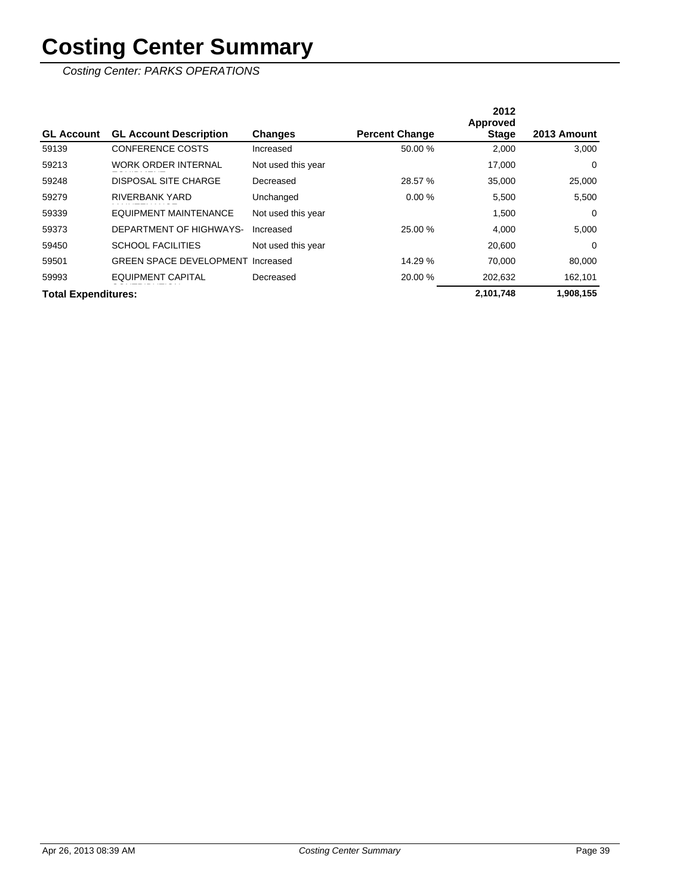# Costing Center Summary

*Costing Center: PARKS OPERATIONS*

| GL Account | GL Account Description | Changes | Percent Change | 2012 Approved Stage | 2013 Amount |
|---|---|---|---|---|---|
| 59139 | CONFERENCE COSTS | Increased | 50.00 % | 2,000 | 3,000 |
| 59213 | WORK ORDER INTERNAL | Not used this year | | 17,000 | 0 |
| 59248 | DISPOSAL SITE CHARGE | Decreased | 28.57 % | 35,000 | 25,000 |
| 59279 | RIVERBANK YARD | Unchanged | 0.00 % | 5,500 | 5,500 |
| 59339 | EQUIPMENT MAINTENANCE | Not used this year | | 1,500 | 0 |
| 59373 | DEPARTMENT OF HIGHWAYS- | Increased | 25.00 % | 4,000 | 5,000 |
| 59450 | SCHOOL FACILITIES | Not used this year | | 20,600 | 0 |
| 59501 | GREEN SPACE DEVELOPMENT | Increased | 14.29 % | 70,000 | 80,000 |
| 59993 | EQUIPMENT CAPITAL | Decreased | 20.00 % | 202,632 | 162,101 |
| **Total Expenditures:** | | | | **2,101,748** | **1,908,155** |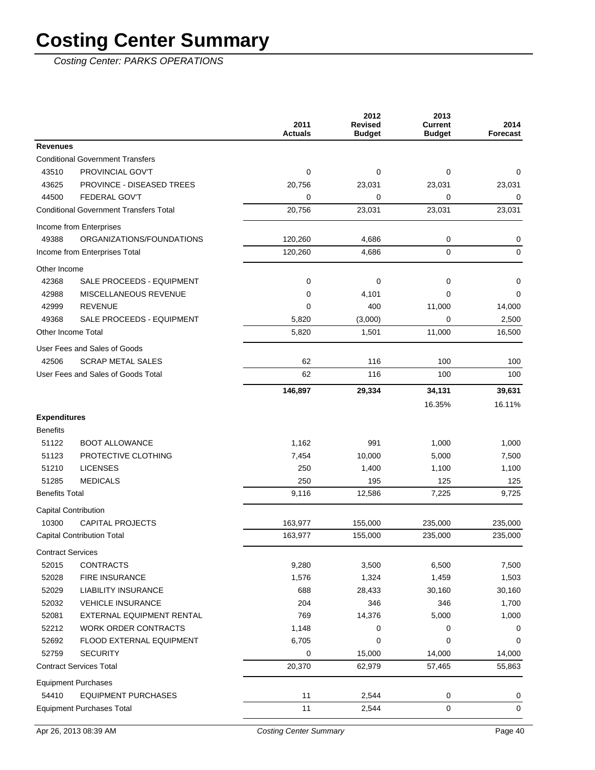# Costing Center Summary

*Costing Center: PARKS OPERATIONS*

| | | 2011 Actuals | 2012 Revised Budget | 2013 Current Budget | 2014 Forecast |
|---|---|---|---|---|---|
| **Revenues** | | | | | |
| Conditional Government Transfers | | | | | |
| 43510 | PROVINCIAL GOV'T | 0 | 0 | 0 | 0 |
| 43625 | PROVINCE - DISEASED TREES | 20,756 | 23,031 | 23,031 | 23,031 |
| 44500 | FEDERAL GOV'T | 0 | 0 | 0 | 0 |
| Conditional Government Transfers Total | | 20,756 | 23,031 | 23,031 | 23,031 |
| Income from Enterprises | | | | | |
| 49388 | ORGANIZATIONS/FOUNDATIONS | 120,260 | 4,686 | 0 | 0 |
| Income from Enterprises Total | | 120,260 | 4,686 | 0 | 0 |
| Other Income | | | | | |
| 42368 | SALE PROCEEDS - EQUIPMENT | 0 | 0 | 0 | 0 |
| 42988 | MISCELLANEOUS REVENUE | 0 | 4,101 | 0 | 0 |
| 42999 | REVENUE | 0 | 400 | 11,000 | 14,000 |
| 49368 | SALE PROCEEDS - EQUIPMENT | 5,820 | (3,000) | 0 | 2,500 |
| Other Income Total | | 5,820 | 1,501 | 11,000 | 16,500 |
| User Fees and Sales of Goods | | | | | |
| 42506 | SCRAP METAL SALES | 62 | 116 | 100 | 100 |
| User Fees and Sales of Goods Total | | 62 | 116 | 100 | 100 |
| | | **146,897** | **29,334** | **34,131** | **39,631** |
| | | | | 16.35% | 16.11% |
| **Expenditures** | | | | | |
| Benefits | | | | | |
| 51122 | BOOT ALLOWANCE | 1,162 | 991 | 1,000 | 1,000 |
| 51123 | PROTECTIVE CLOTHING | 7,454 | 10,000 | 5,000 | 7,500 |
| 51210 | LICENSES | 250 | 1,400 | 1,100 | 1,100 |
| 51285 | MEDICALS | 250 | 195 | 125 | 125 |
| Benefits Total | | 9,116 | 12,586 | 7,225 | 9,725 |
| Capital Contribution | | | | | |
| 10300 | CAPITAL PROJECTS | 163,977 | 155,000 | 235,000 | 235,000 |
| Capital Contribution Total | | 163,977 | 155,000 | 235,000 | 235,000 |
| Contract Services | | | | | |
| 52015 | CONTRACTS | 9,280 | 3,500 | 6,500 | 7,500 |
| 52028 | FIRE INSURANCE | 1,576 | 1,324 | 1,459 | 1,503 |
| 52029 | LIABILITY INSURANCE | 688 | 28,433 | 30,160 | 30,160 |
| 52032 | VEHICLE INSURANCE | 204 | 346 | 346 | 1,700 |
| 52081 | EXTERNAL EQUIPMENT RENTAL | 769 | 14,376 | 5,000 | 1,000 |
| 52212 | WORK ORDER CONTRACTS | 1,148 | 0 | 0 | 0 |
| 52692 | FLOOD EXTERNAL EQUIPMENT | 6,705 | 0 | 0 | 0 |
| 52759 | SECURITY | 0 | 15,000 | 14,000 | 14,000 |
| Contract Services Total | | 20,370 | 62,979 | 57,465 | 55,863 |
| Equipment Purchases | | | | | |
| 54410 | EQUIPMENT PURCHASES | 11 | 2,544 | 0 | 0 |
| Equipment Purchases Total | | 11 | 2,544 | 0 | 0 |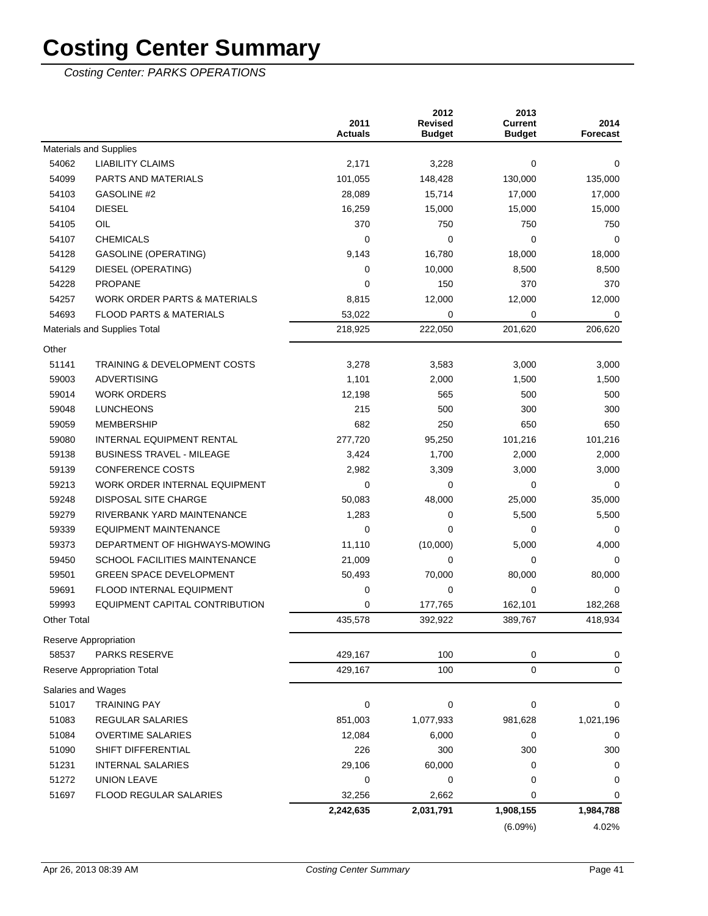# Costing Center Summary

*Costing Center: PARKS OPERATIONS*

| | | 2011 Actuals | 2012 Revised Budget | 2013 Current Budget | 2014 Forecast |
|---|---|---|---|---|---|
| Materials and Supplies | | | | | |
| 54062 | LIABILITY CLAIMS | 2,171 | 3,228 | 0 | 0 |
| 54099 | PARTS AND MATERIALS | 101,055 | 148,428 | 130,000 | 135,000 |
| 54103 | GASOLINE #2 | 28,089 | 15,714 | 17,000 | 17,000 |
| 54104 | DIESEL | 16,259 | 15,000 | 15,000 | 15,000 |
| 54105 | OIL | 370 | 750 | 750 | 750 |
| 54107 | CHEMICALS | 0 | 0 | 0 | 0 |
| 54128 | GASOLINE (OPERATING) | 9,143 | 16,780 | 18,000 | 18,000 |
| 54129 | DIESEL (OPERATING) | 0 | 10,000 | 8,500 | 8,500 |
| 54228 | PROPANE | 0 | 150 | 370 | 370 |
| 54257 | WORK ORDER PARTS & MATERIALS | 8,815 | 12,000 | 12,000 | 12,000 |
| 54693 | FLOOD PARTS & MATERIALS | 53,022 | 0 | 0 | 0 |
| Materials and Supplies Total | | 218,925 | 222,050 | 201,620 | 206,620 |
| Other | | | | | |
| 51141 | TRAINING & DEVELOPMENT COSTS | 3,278 | 3,583 | 3,000 | 3,000 |
| 59003 | ADVERTISING | 1,101 | 2,000 | 1,500 | 1,500 |
| 59014 | WORK ORDERS | 12,198 | 565 | 500 | 500 |
| 59048 | LUNCHEONS | 215 | 500 | 300 | 300 |
| 59059 | MEMBERSHIP | 682 | 250 | 650 | 650 |
| 59080 | INTERNAL EQUIPMENT RENTAL | 277,720 | 95,250 | 101,216 | 101,216 |
| 59138 | BUSINESS TRAVEL - MILEAGE | 3,424 | 1,700 | 2,000 | 2,000 |
| 59139 | CONFERENCE COSTS | 2,982 | 3,309 | 3,000 | 3,000 |
| 59213 | WORK ORDER INTERNAL EQUIPMENT | 0 | 0 | 0 | 0 |
| 59248 | DISPOSAL SITE CHARGE | 50,083 | 48,000 | 25,000 | 35,000 |
| 59279 | RIVERBANK YARD MAINTENANCE | 1,283 | 0 | 5,500 | 5,500 |
| 59339 | EQUIPMENT MAINTENANCE | 0 | 0 | 0 | 0 |
| 59373 | DEPARTMENT OF HIGHWAYS-MOWING | 11,110 | (10,000) | 5,000 | 4,000 |
| 59450 | SCHOOL FACILITIES MAINTENANCE | 21,009 | 0 | 0 | 0 |
| 59501 | GREEN SPACE DEVELOPMENT | 50,493 | 70,000 | 80,000 | 80,000 |
| 59691 | FLOOD INTERNAL EQUIPMENT | 0 | 0 | 0 | 0 |
| 59993 | EQUIPMENT CAPITAL CONTRIBUTION | 0 | 177,765 | 162,101 | 182,268 |
| Other Total | | 435,578 | 392,922 | 389,767 | 418,934 |
| Reserve Appropriation | | | | | |
| 58537 | PARKS RESERVE | 429,167 | 100 | 0 | 0 |
| Reserve Appropriation Total | | 429,167 | 100 | 0 | 0 |
| Salaries and Wages | | | | | |
| 51017 | TRAINING PAY | 0 | 0 | 0 | 0 |
| 51083 | REGULAR SALARIES | 851,003 | 1,077,933 | 981,628 | 1,021,196 |
| 51084 | OVERTIME SALARIES | 12,084 | 6,000 | 0 | 0 |
| 51090 | SHIFT DIFFERENTIAL | 226 | 300 | 300 | 300 |
| 51231 | INTERNAL SALARIES | 29,106 | 60,000 | 0 | 0 |
| 51272 | UNION LEAVE | 0 | 0 | 0 | 0 |
| 51697 | FLOOD REGULAR SALARIES | 32,256 | 2,662 | 0 | 0 |
| | | **2,242,635** | **2,031,791** | **1,908,155** | **1,984,788** |
| | | | | (6.09%) | 4.02% |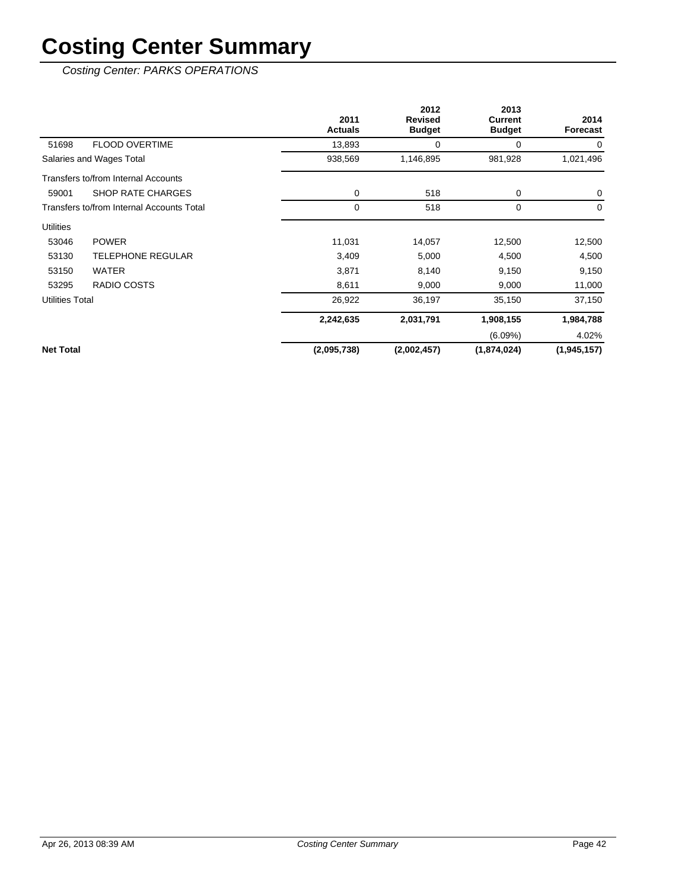# Costing Center Summary

*Costing Center: PARKS OPERATIONS*

| | | 2011 Actuals | 2012 Revised Budget | 2013 Current Budget | 2014 Forecast |
|---|---|---|---|---|---|
| 51698 | FLOOD OVERTIME | 13,893 | 0 | 0 | 0 |
| Salaries and Wages Total | | 938,569 | 1,146,895 | 981,928 | 1,021,496 |
| Transfers to/from Internal Accounts | | | | | |
| 59001 | SHOP RATE CHARGES | 0 | 518 | 0 | 0 |
| Transfers to/from Internal Accounts Total | | 0 | 518 | 0 | 0 |
| Utilities | | | | | |
| 53046 | POWER | 11,031 | 14,057 | 12,500 | 12,500 |
| 53130 | TELEPHONE REGULAR | 3,409 | 5,000 | 4,500 | 4,500 |
| 53150 | WATER | 3,871 | 8,140 | 9,150 | 9,150 |
| 53295 | RADIO COSTS | 8,611 | 9,000 | 9,000 | 11,000 |
| Utilities Total | | 26,922 | 36,197 | 35,150 | 37,150 |
| | | **2,242,635** | **2,031,791** | **1,908,155** | **1,984,788** |
| | | | | (6.09%) | 4.02% |
| **Net Total** | | **(2,095,738)** | **(2,002,457)** | **(1,874,024)** | **(1,945,157)** |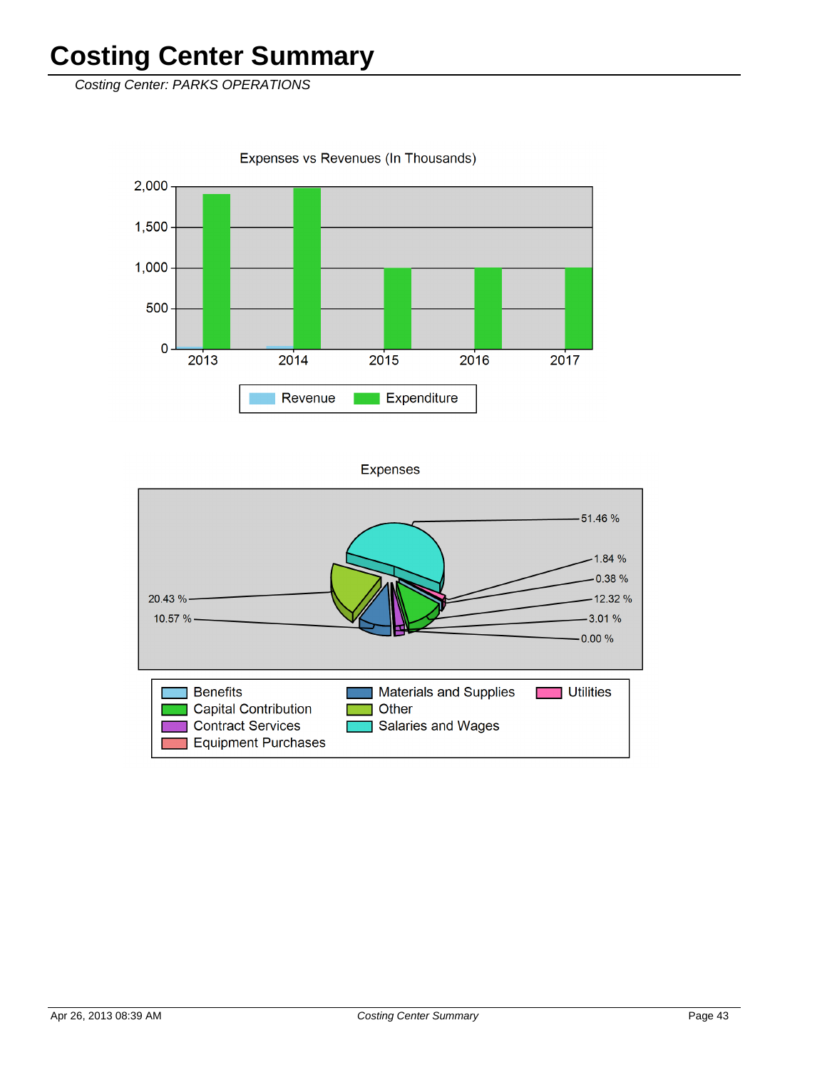# Costing Center Summary

*Costing Center: PARKS OPERATIONS*

Expenses vs Revenues (In Thousands)

Expenses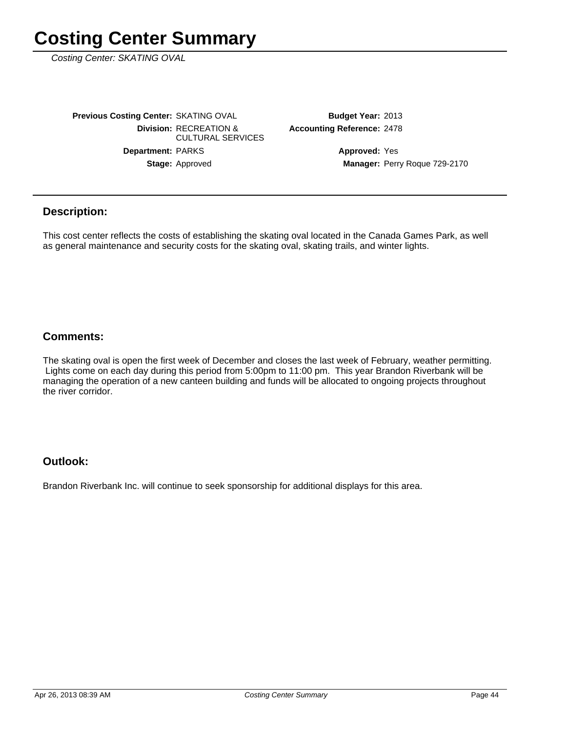# Costing Center Summary

*Costing Center: SKATING OVAL*

**Previous Costing Center:** SKATING OVAL
**Division:** RECREATION & CULTURAL SERVICES
**Department:** PARKS
**Stage:** Approved

**Budget Year:** 2013
**Accounting Reference:** 2478
**Approved:** Yes
**Manager:** Perry Roque 729-2170

## Description:

This cost center reflects the costs of establishing the skating oval located in the Canada Games Park, as well as general maintenance and security costs for the skating oval, skating trails, and winter lights.

## Comments:

The skating oval is open the first week of December and closes the last week of February, weather permitting. Lights come on each day during this period from 5:00pm to 11:00 pm. This year Brandon Riverbank will be managing the operation of a new canteen building and funds will be allocated to ongoing projects throughout the river corridor.

## Outlook:

Brandon Riverbank Inc. will continue to seek sponsorship for additional displays for this area.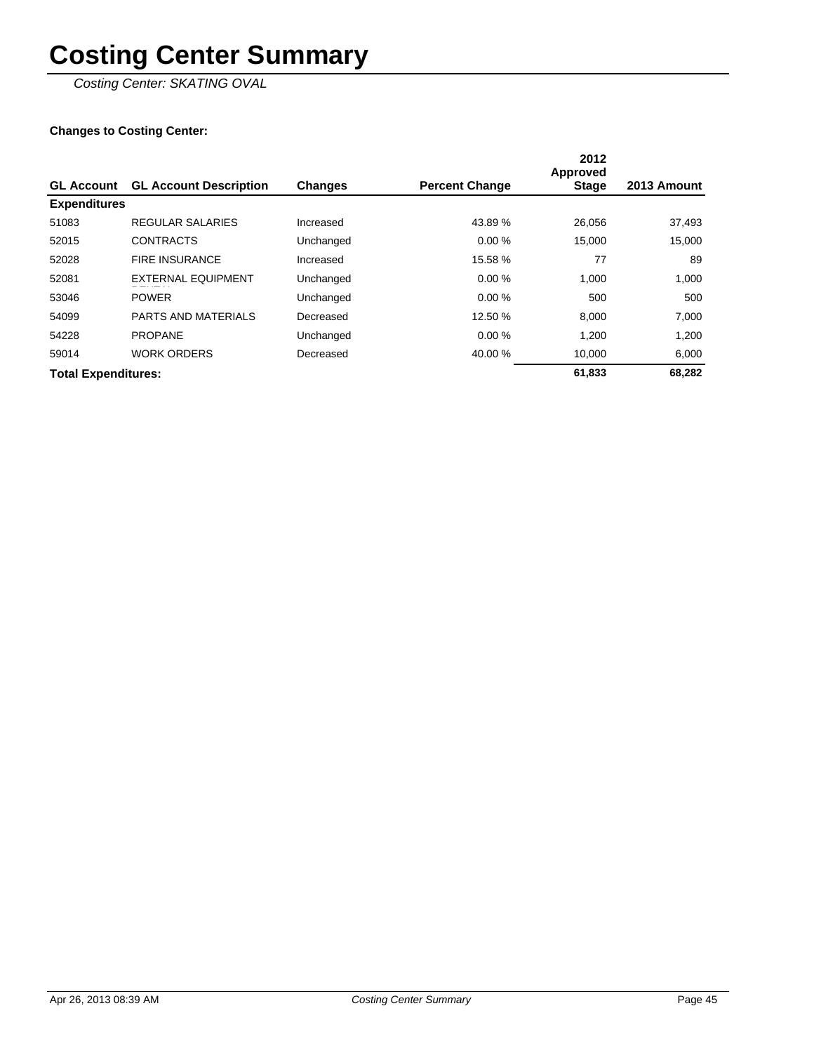# Costing Center Summary

*Costing Center: SKATING OVAL*

**Changes to Costing Center:**

| GL Account | GL Account Description | Changes | Percent Change | 2012 Approved Stage | 2013 Amount |
|---|---|---|---|---|---|
| **Expenditures** | | | | | |
| 51083 | REGULAR SALARIES | Increased | 43.89 % | 26,056 | 37,493 |
| 52015 | CONTRACTS | Unchanged | 0.00 % | 15,000 | 15,000 |
| 52028 | FIRE INSURANCE | Increased | 15.58 % | 77 | 89 |
| 52081 | EXTERNAL EQUIPMENT RENTAL | Unchanged | 0.00 % | 1,000 | 1,000 |
| 53046 | POWER | Unchanged | 0.00 % | 500 | 500 |
| 54099 | PARTS AND MATERIALS | Decreased | 12.50 % | 8,000 | 7,000 |
| 54228 | PROPANE | Unchanged | 0.00 % | 1,200 | 1,200 |
| 59014 | WORK ORDERS | Decreased | 40.00 % | 10,000 | 6,000 |
| **Total Expenditures:** | | | | **61,833** | **68,282** |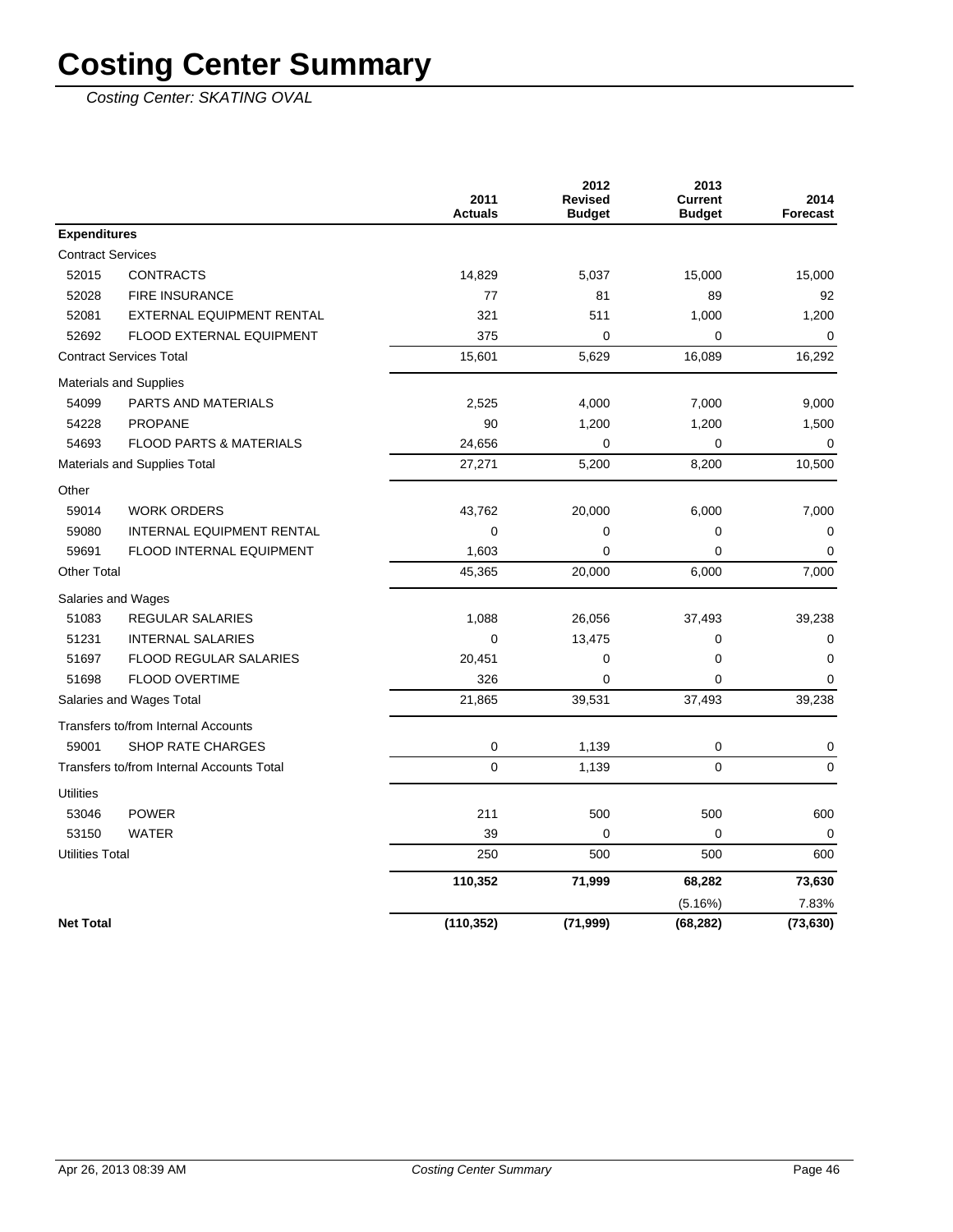# Costing Center Summary

*Costing Center: SKATING OVAL*

| | | 2011 Actuals | 2012 Revised Budget | 2013 Current Budget | 2014 Forecast |
|---|---|---|---|---|---|
| **Expenditures** | | | | | |
| Contract Services | | | | | |
| 52015 | CONTRACTS | 14,829 | 5,037 | 15,000 | 15,000 |
| 52028 | FIRE INSURANCE | 77 | 81 | 89 | 92 |
| 52081 | EXTERNAL EQUIPMENT RENTAL | 321 | 511 | 1,000 | 1,200 |
| 52692 | FLOOD EXTERNAL EQUIPMENT | 375 | 0 | 0 | 0 |
| Contract Services Total | | 15,601 | 5,629 | 16,089 | 16,292 |
| Materials and Supplies | | | | | |
| 54099 | PARTS AND MATERIALS | 2,525 | 4,000 | 7,000 | 9,000 |
| 54228 | PROPANE | 90 | 1,200 | 1,200 | 1,500 |
| 54693 | FLOOD PARTS & MATERIALS | 24,656 | 0 | 0 | 0 |
| Materials and Supplies Total | | 27,271 | 5,200 | 8,200 | 10,500 |
| Other | | | | | |
| 59014 | WORK ORDERS | 43,762 | 20,000 | 6,000 | 7,000 |
| 59080 | INTERNAL EQUIPMENT RENTAL | 0 | 0 | 0 | 0 |
| 59691 | FLOOD INTERNAL EQUIPMENT | 1,603 | 0 | 0 | 0 |
| Other Total | | 45,365 | 20,000 | 6,000 | 7,000 |
| Salaries and Wages | | | | | |
| 51083 | REGULAR SALARIES | 1,088 | 26,056 | 37,493 | 39,238 |
| 51231 | INTERNAL SALARIES | 0 | 13,475 | 0 | 0 |
| 51697 | FLOOD REGULAR SALARIES | 20,451 | 0 | 0 | 0 |
| 51698 | FLOOD OVERTIME | 326 | 0 | 0 | 0 |
| Salaries and Wages Total | | 21,865 | 39,531 | 37,493 | 39,238 |
| Transfers to/from Internal Accounts | | | | | |
| 59001 | SHOP RATE CHARGES | 0 | 1,139 | 0 | 0 |
| Transfers to/from Internal Accounts Total | | 0 | 1,139 | 0 | 0 |
| Utilities | | | | | |
| 53046 | POWER | 211 | 500 | 500 | 600 |
| 53150 | WATER | 39 | 0 | 0 | 0 |
| Utilities Total | | 250 | 500 | 500 | 600 |
| | | **110,352** | **71,999** | **68,282** | **73,630** |
| | | | | (5.16%) | 7.83% |
| **Net Total** | | **(110,352)** | **(71,999)** | **(68,282)** | **(73,630)** |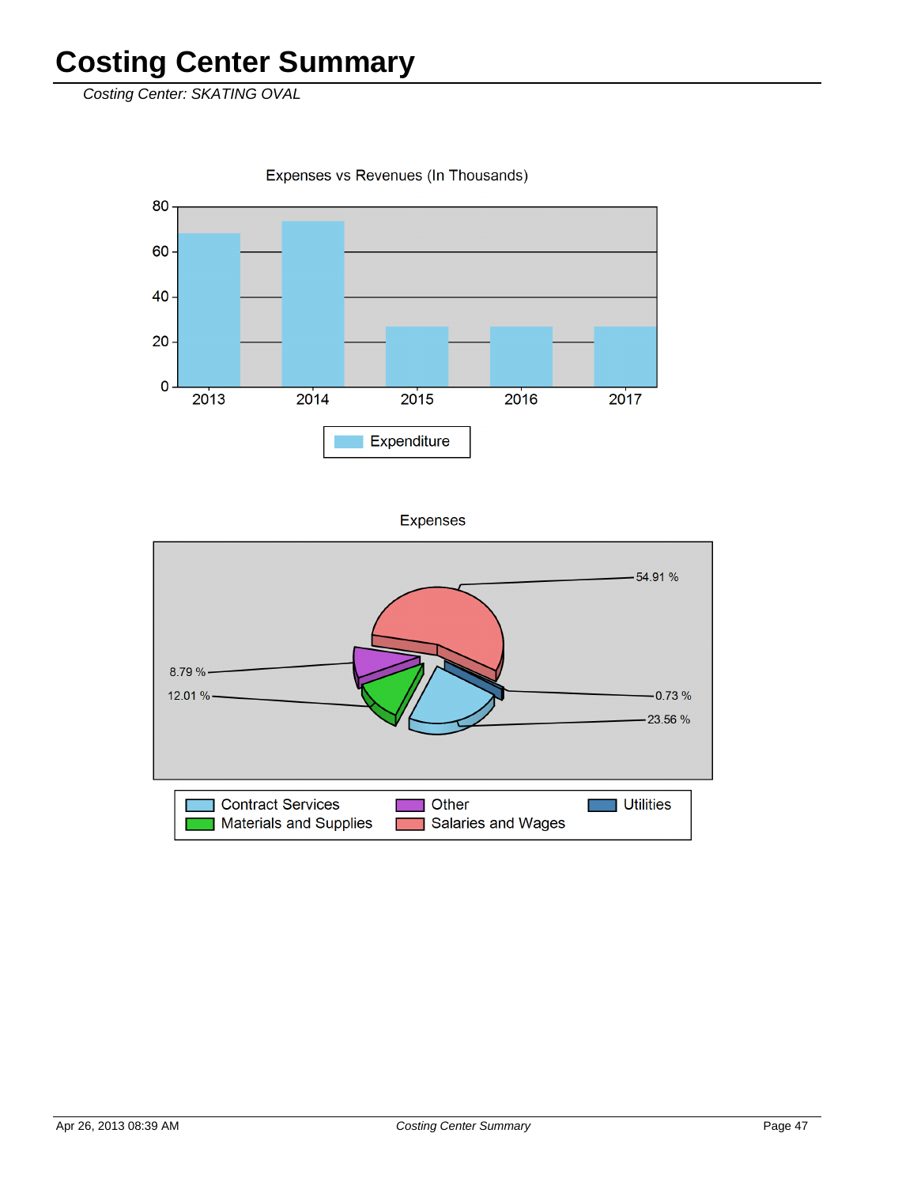# Costing Center Summary

*Costing Center: SKATING OVAL*

Expenses vs Revenues (In Thousands)

80
60
40
20
0

2013
2014
2015
2016
2017

Expenditure

Expenses

54.91 %
8.79 %
12.01 %
0.73 %
23.56 %

Contract Services
Other
Utilities
Materials and Supplies
Salaries and Wages